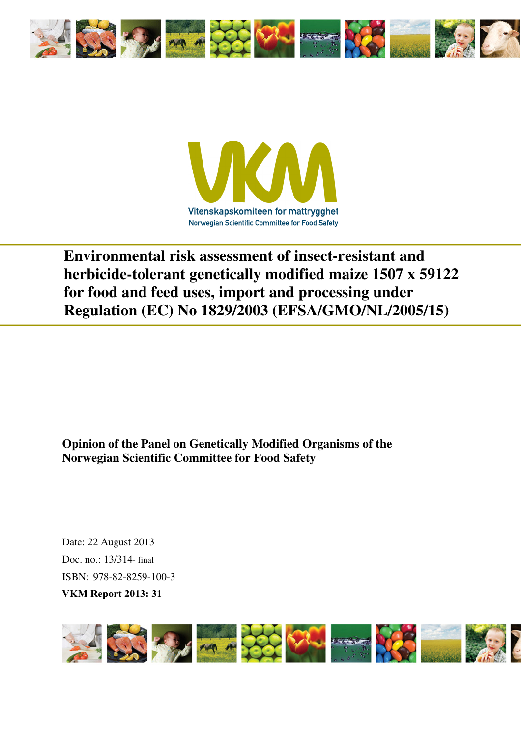Vitenskapskomiteen for mattrygghet

Norwegian Scientific Committee for Food Safety

# Environmental risk assessment of insect-resistant and herbicide-tolerant genetically modified maize 1507 x 59122 for food and feed uses, import and processing under Regulation (EC) No 1829/2003 (EFSA/GMO/NL/2005/15)

**Opinion of the Panel on Genetically Modified Organisms of the Norwegian Scientific Committee for Food Safety**

Date: 22 August 2013

Doc. no.: 13/314- final

ISBN: 978-82-8259-100-3

**VKM Report 2013: 31**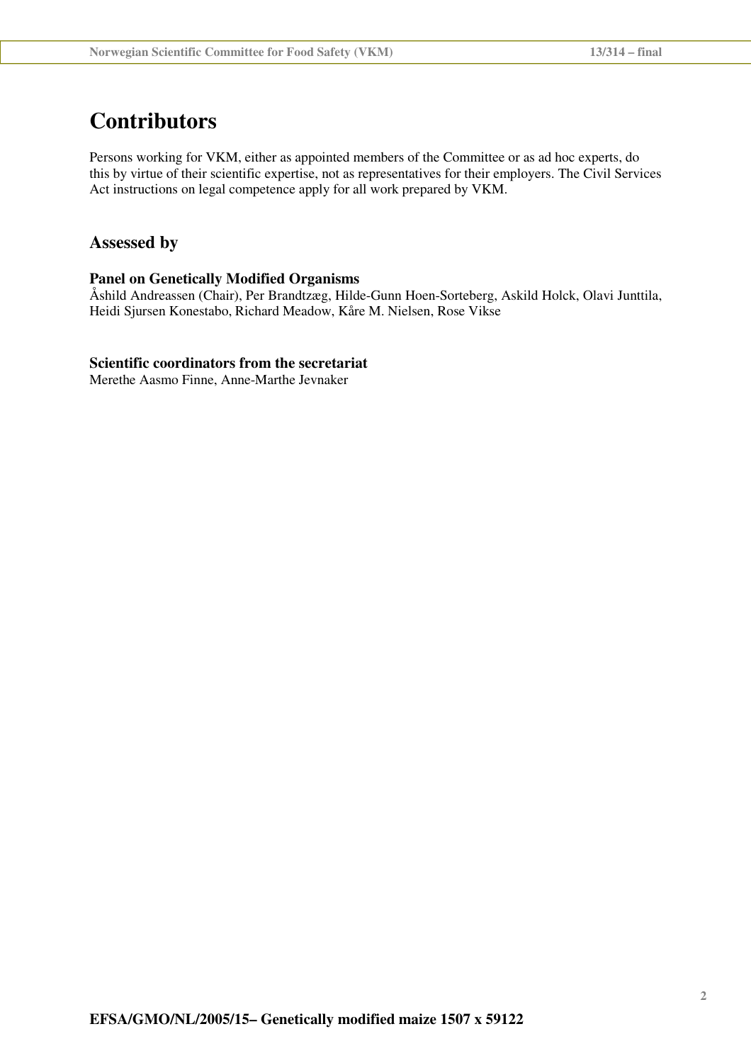# Contributors

Persons working for VKM, either as appointed members of the Committee or as ad hoc experts, do this by virtue of their scientific expertise, not as representatives for their employers. The Civil Services Act instructions on legal competence apply for all work prepared by VKM.

## Assessed by

**Panel on Genetically Modified Organisms**
Åshild Andreassen (Chair), Per Brandtzæg, Hilde-Gunn Hoen-Sorteberg, Askild Holck, Olavi Junttila, Heidi Sjursen Konestabo, Richard Meadow, Kåre M. Nielsen, Rose Vikse

**Scientific coordinators from the secretariat**
Merethe Aasmo Finne, Anne-Marthe Jevnaker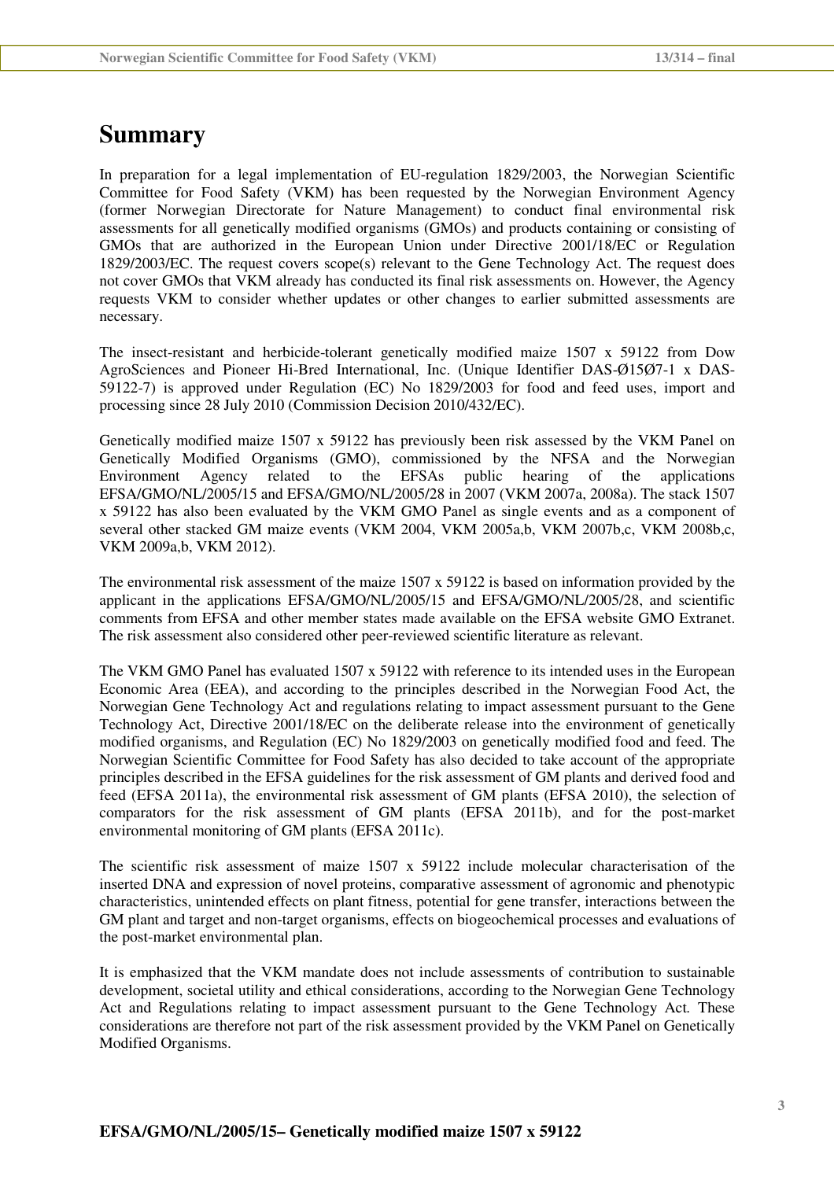# Summary

In preparation for a legal implementation of EU-regulation 1829/2003, the Norwegian Scientific Committee for Food Safety (VKM) has been requested by the Norwegian Environment Agency (former Norwegian Directorate for Nature Management) to conduct final environmental risk assessments for all genetically modified organisms (GMOs) and products containing or consisting of GMOs that are authorized in the European Union under Directive 2001/18/EC or Regulation 1829/2003/EC. The request covers scope(s) relevant to the Gene Technology Act. The request does not cover GMOs that VKM already has conducted its final risk assessments on. However, the Agency requests VKM to consider whether updates or other changes to earlier submitted assessments are necessary.

The insect-resistant and herbicide-tolerant genetically modified maize 1507 x 59122 from Dow AgroSciences and Pioneer Hi-Bred International, Inc. (Unique Identifier DAS-Ø15Ø7-1 x DAS-59122-7) is approved under Regulation (EC) No 1829/2003 for food and feed uses, import and processing since 28 July 2010 (Commission Decision 2010/432/EC).

Genetically modified maize 1507 x 59122 has previously been risk assessed by the VKM Panel on Genetically Modified Organisms (GMO), commissioned by the NFSA and the Norwegian Environment Agency related to the EFSAs public hearing of the applications EFSA/GMO/NL/2005/15 and EFSA/GMO/NL/2005/28 in 2007 (VKM 2007a, 2008a). The stack 1507 x 59122 has also been evaluated by the VKM GMO Panel as single events and as a component of several other stacked GM maize events (VKM 2004, VKM 2005a,b, VKM 2007b,c, VKM 2008b,c, VKM 2009a,b, VKM 2012).

The environmental risk assessment of the maize 1507 x 59122 is based on information provided by the applicant in the applications EFSA/GMO/NL/2005/15 and EFSA/GMO/NL/2005/28, and scientific comments from EFSA and other member states made available on the EFSA website GMO Extranet. The risk assessment also considered other peer-reviewed scientific literature as relevant.

The VKM GMO Panel has evaluated 1507 x 59122 with reference to its intended uses in the European Economic Area (EEA), and according to the principles described in the Norwegian Food Act, the Norwegian Gene Technology Act and regulations relating to impact assessment pursuant to the Gene Technology Act, Directive 2001/18/EC on the deliberate release into the environment of genetically modified organisms, and Regulation (EC) No 1829/2003 on genetically modified food and feed. The Norwegian Scientific Committee for Food Safety has also decided to take account of the appropriate principles described in the EFSA guidelines for the risk assessment of GM plants and derived food and feed (EFSA 2011a), the environmental risk assessment of GM plants (EFSA 2010), the selection of comparators for the risk assessment of GM plants (EFSA 2011b), and for the post-market environmental monitoring of GM plants (EFSA 2011c).

The scientific risk assessment of maize 1507 x 59122 include molecular characterisation of the inserted DNA and expression of novel proteins, comparative assessment of agronomic and phenotypic characteristics, unintended effects on plant fitness, potential for gene transfer, interactions between the GM plant and target and non-target organisms, effects on biogeochemical processes and evaluations of the post-market environmental plan.

It is emphasized that the VKM mandate does not include assessments of contribution to sustainable development, societal utility and ethical considerations, according to the Norwegian Gene Technology Act and Regulations relating to impact assessment pursuant to the Gene Technology Act. These considerations are therefore not part of the risk assessment provided by the VKM Panel on Genetically Modified Organisms.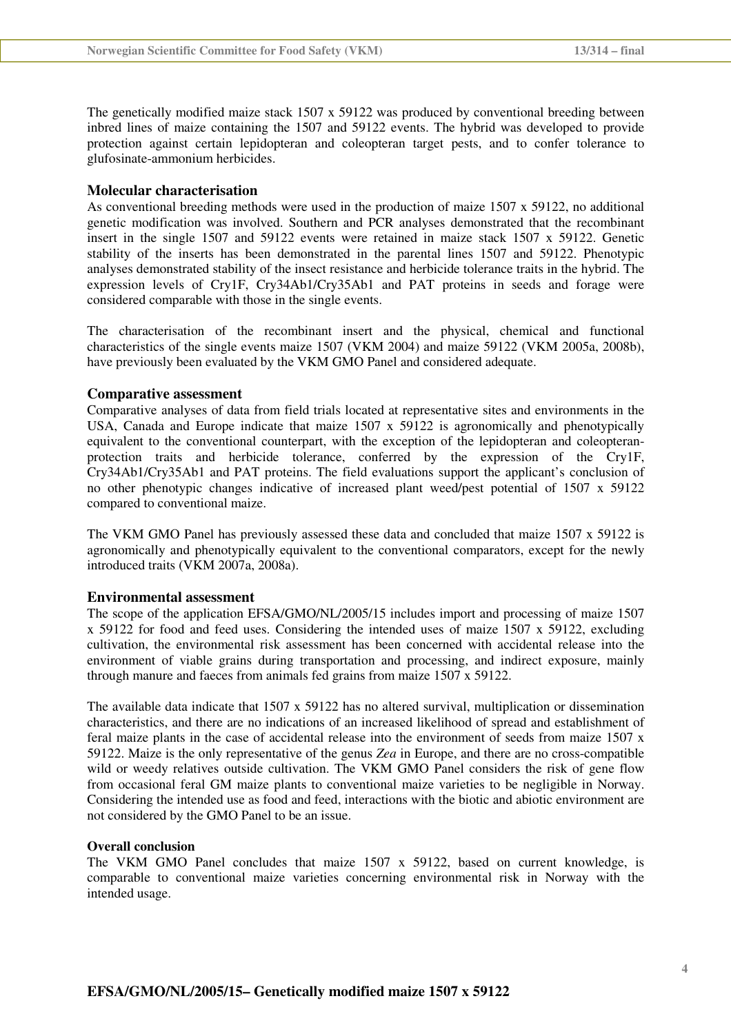The genetically modified maize stack 1507 x 59122 was produced by conventional breeding between inbred lines of maize containing the 1507 and 59122 events. The hybrid was developed to provide protection against certain lepidopteran and coleopteran target pests, and to confer tolerance to glufosinate-ammonium herbicides.

### Molecular characterisation

As conventional breeding methods were used in the production of maize 1507 x 59122, no additional genetic modification was involved. Southern and PCR analyses demonstrated that the recombinant insert in the single 1507 and 59122 events were retained in maize stack 1507 x 59122. Genetic stability of the inserts has been demonstrated in the parental lines 1507 and 59122. Phenotypic analyses demonstrated stability of the insect resistance and herbicide tolerance traits in the hybrid. The expression levels of Cry1F, Cry34Ab1/Cry35Ab1 and PAT proteins in seeds and forage were considered comparable with those in the single events.

The characterisation of the recombinant insert and the physical, chemical and functional characteristics of the single events maize 1507 (VKM 2004) and maize 59122 (VKM 2005a, 2008b), have previously been evaluated by the VKM GMO Panel and considered adequate.

### Comparative assessment

Comparative analyses of data from field trials located at representative sites and environments in the USA, Canada and Europe indicate that maize 1507 x 59122 is agronomically and phenotypically equivalent to the conventional counterpart, with the exception of the lepidopteran and coleopteran-protection traits and herbicide tolerance, conferred by the expression of the Cry1F, Cry34Ab1/Cry35Ab1 and PAT proteins. The field evaluations support the applicant's conclusion of no other phenotypic changes indicative of increased plant weed/pest potential of 1507 x 59122 compared to conventional maize.

The VKM GMO Panel has previously assessed these data and concluded that maize 1507 x 59122 is agronomically and phenotypically equivalent to the conventional comparators, except for the newly introduced traits (VKM 2007a, 2008a).

### Environmental assessment

The scope of the application EFSA/GMO/NL/2005/15 includes import and processing of maize 1507 x 59122 for food and feed uses. Considering the intended uses of maize 1507 x 59122, excluding cultivation, the environmental risk assessment has been concerned with accidental release into the environment of viable grains during transportation and processing, and indirect exposure, mainly through manure and faeces from animals fed grains from maize 1507 x 59122.

The available data indicate that 1507 x 59122 has no altered survival, multiplication or dissemination characteristics, and there are no indications of an increased likelihood of spread and establishment of feral maize plants in the case of accidental release into the environment of seeds from maize 1507 x 59122. Maize is the only representative of the genus *Zea* in Europe, and there are no cross-compatible wild or weedy relatives outside cultivation. The VKM GMO Panel considers the risk of gene flow from occasional feral GM maize plants to conventional maize varieties to be negligible in Norway. Considering the intended use as food and feed, interactions with the biotic and abiotic environment are not considered by the GMO Panel to be an issue.

#### Overall conclusion

The VKM GMO Panel concludes that maize 1507 x 59122, based on current knowledge, is comparable to conventional maize varieties concerning environmental risk in Norway with the intended usage.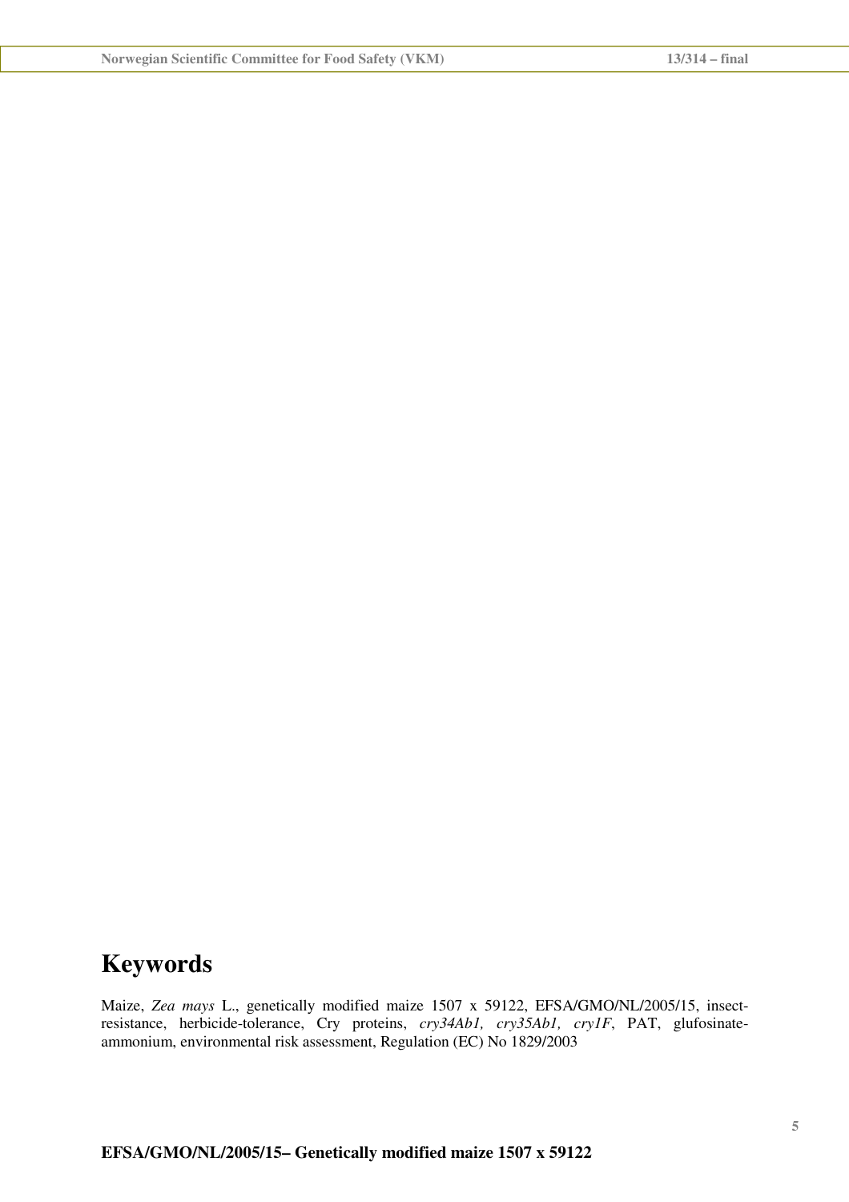# Keywords

Maize, *Zea mays* L., genetically modified maize 1507 x 59122, EFSA/GMO/NL/2005/15, insect-resistance, herbicide-tolerance, Cry proteins, *cry34Ab1, cry35Ab1, cry1F*, PAT, glufosinate-ammonium, environmental risk assessment, Regulation (EC) No 1829/2003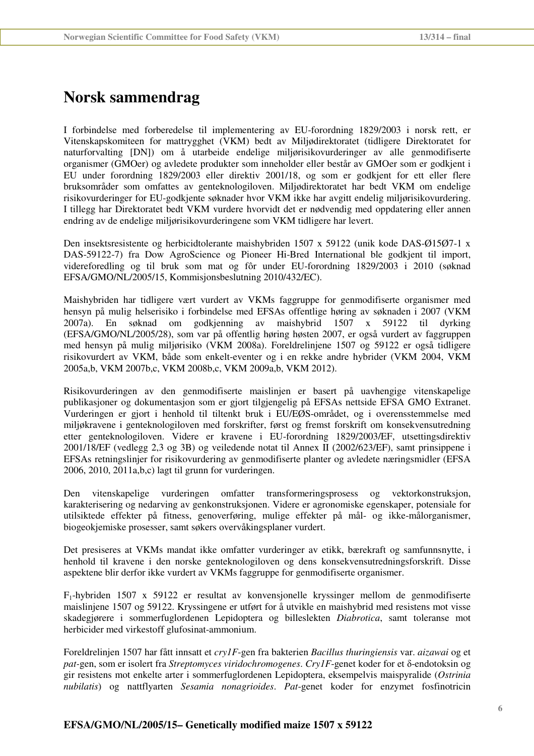# Norsk sammendrag

I forbindelse med forberedelse til implementering av EU-forordning 1829/2003 i norsk rett, er Vitenskapskomiteen for mattrygghet (VKM) bedt av Miljødirektoratet (tidligere Direktoratet for naturforvalting [DN]) om å utarbeide endelige miljørisikovurderinger av alle genmodifiserte organismer (GMOer) og avledete produkter som inneholder eller består av GMOer som er godkjent i EU under forordning 1829/2003 eller direktiv 2001/18, og som er godkjent for ett eller flere bruksområder som omfattes av genteknologiloven. Miljødirektoratet har bedt VKM om endelige risikovurderinger for EU-godkjente søknader hvor VKM ikke har avgitt endelig miljørisikovurdering. I tillegg har Direktoratet bedt VKM vurdere hvorvidt det er nødvendig med oppdatering eller annen endring av de endelige miljørisikovurderingene som VKM tidligere har levert.

Den insektsresistente og herbicidtolerante maishybriden 1507 x 59122 (unik kode DAS-Ø15Ø7-1 x DAS-59122-7) fra Dow AgroScience og Pioneer Hi-Bred International ble godkjent til import, videreforedling og til bruk som mat og fôr under EU-forordning 1829/2003 i 2010 (søknad EFSA/GMO/NL/2005/15, Kommisjonsbeslutning 2010/432/EC).

Maishybriden har tidligere vært vurdert av VKMs faggruppe for genmodifiserte organismer med hensyn på mulig helserisiko i forbindelse med EFSAs offentlige høring av søknaden i 2007 (VKM 2007a). En søknad om godkjenning av maishybrid 1507 x 59122 til dyrking (EFSA/GMO/NL/2005/28), som var på offentlig høring høsten 2007, er også vurdert av faggruppen med hensyn på mulig miljørisiko (VKM 2008a). Foreldrelinjene 1507 og 59122 er også tidligere risikovurdert av VKM, både som enkelt-eventer og i en rekke andre hybrider (VKM 2004, VKM 2005a,b, VKM 2007b,c, VKM 2008b,c, VKM 2009a,b, VKM 2012).

Risikovurderingen av den genmodifiserte maislinjen er basert på uavhengige vitenskapelige publikasjoner og dokumentasjon som er gjort tilgjengelig på EFSAs nettside EFSA GMO Extranet. Vurderingen er gjort i henhold til tiltenkt bruk i EU/EØS-området, og i overensstemmelse med miljøkravene i genteknologiloven med forskrifter, først og fremst forskrift om konsekvensutredning etter genteknologiloven. Videre er kravene i EU-forordning 1829/2003/EF, utsettingsdirektiv 2001/18/EF (vedlegg 2,3 og 3B) og veiledende notat til Annex II (2002/623/EF), samt prinsippene i EFSAs retningslinjer for risikovurdering av genmodifiserte planter og avledete næringsmidler (EFSA 2006, 2010, 2011a,b,c) lagt til grunn for vurderingen.

Den vitenskapelige vurderingen omfatter transformeringsprosess og vektorkonstruksjon, karakterisering og nedarving av genkonstruksjonen. Videre er agronomiske egenskaper, potensiale for utilsiktede effekter på fitness, genoverføring, mulige effekter på mål- og ikke-målorganismer, biogeokjemiske prosesser, samt søkers overvåkingsplaner vurdert.

Det presiseres at VKMs mandat ikke omfatter vurderinger av etikk, bærekraft og samfunnsnytte, i henhold til kravene i den norske genteknologiloven og dens konsekvensutredningsforskrift. Disse aspektene blir derfor ikke vurdert av VKMs faggruppe for genmodifiserte organismer.

$F_1$-hybriden 1507 x 59122 er resultat av konvensjonelle kryssinger mellom de genmodifiserte maislinjene 1507 og 59122. Kryssingene er utført for å utvikle en maishybrid med resistens mot visse skadegjørere i sommerfuglordenen Lepidoptera og billeslekten *Diabrotica*, samt toleranse mot herbicider med virkestoff glufosinat-ammonium.

Foreldrelinjen 1507 har fått innsatt et *cry1F*-gen fra bakterien *Bacillus thuringiensis* var. *aizawai* og et *pat*-gen, som er isolert fra *Streptomyces viridochromogenes*. *Cry1F*-genet koder for et δ-endotoksin og gir resistens mot enkelte arter i sommerfuglordenen Lepidoptera, eksempelvis maispyralide (*Ostrinia nubilatis*) og nattflyarten *Sesamia nonagrioides*. *Pat*-genet koder for enzymet fosfinotricin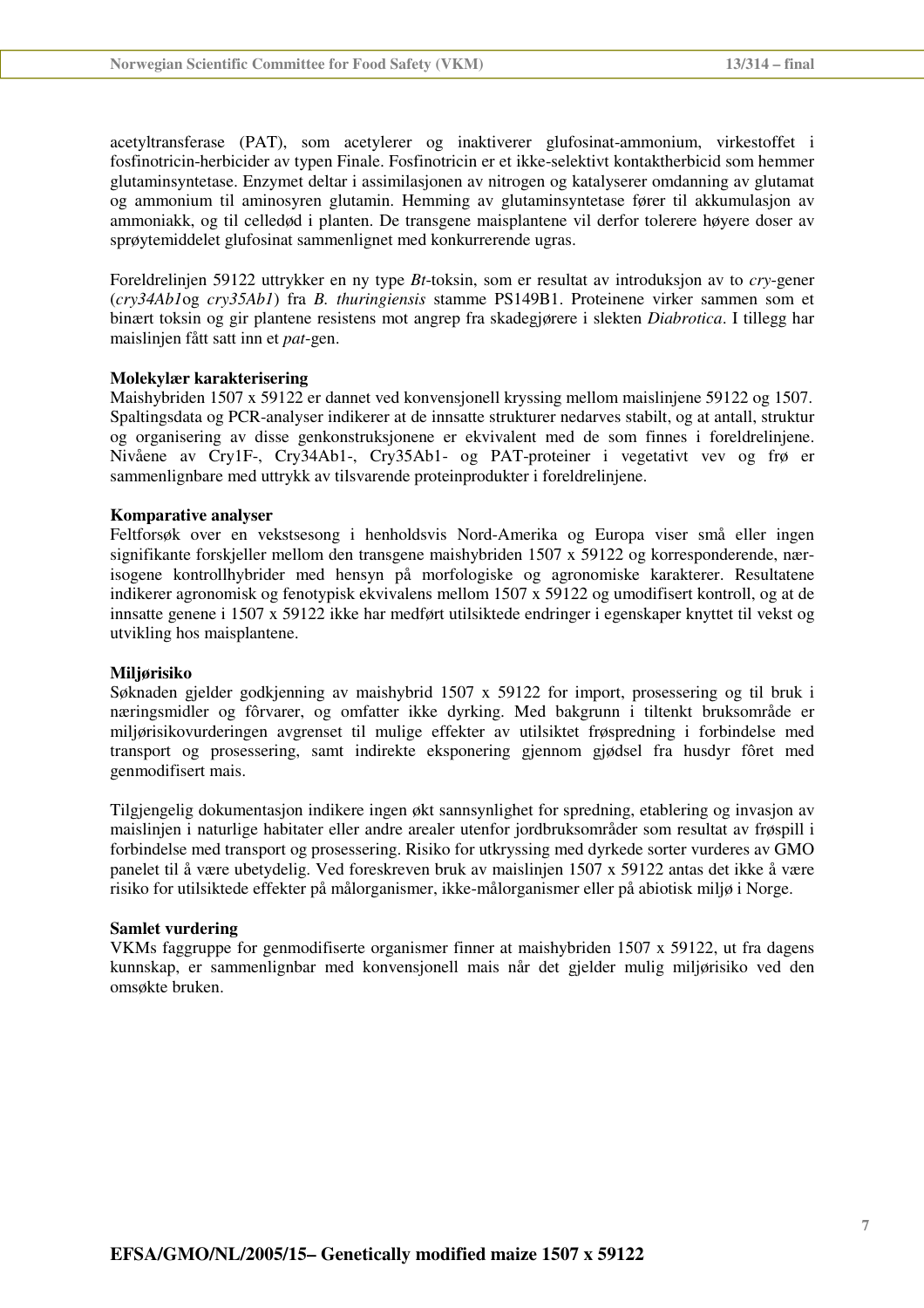acetyltransferase (PAT), som acetylerer og inaktiverer glufosinat-ammonium, virkestoffet i fosfinotricin-herbicider av typen Finale. Fosfinotricin er et ikke-selektivt kontaktherbicid som hemmer glutaminsyntetase. Enzymet deltar i assimilasjonen av nitrogen og katalyserer omdanning av glutamat og ammonium til aminosyren glutamin. Hemming av glutaminsyntetase fører til akkumulasjon av ammoniakk, og til celledød i planten. De transgene maisplantene vil derfor tolerere høyere doser av sprøytemiddelet glufosinat sammenlignet med konkurrerende ugras.

Foreldrelinjen 59122 uttrykker en ny type *Bt*-toksin, som er resultat av introduksjon av to *cry*-gener (*cry34Ab1*og *cry35Ab1*) fra *B. thuringiensis* stamme PS149B1. Proteinene virker sammen som et binært toksin og gir plantene resistens mot angrep fra skadegjørere i slekten *Diabrotica*. I tillegg har maislinjen fått satt inn et *pat*-gen.

**Molekylær karakterisering**
Maishybriden 1507 x 59122 er dannet ved konvensjonell kryssing mellom maislinjene 59122 og 1507. Spaltingsdata og PCR-analyser indikerer at de innsatte strukturer nedarves stabilt, og at antall, struktur og organisering av disse genkonstruksjonene er ekvivalent med de som finnes i foreldrelinjene. Nivåene av Cry1F-, Cry34Ab1-, Cry35Ab1- og PAT-proteiner i vegetativt vev og frø er sammenlignbare med uttrykk av tilsvarende proteinprodukter i foreldrelinjene.

**Komparative analyser**
Feltforsøk over en vekstsesong i henholdsvis Nord-Amerika og Europa viser små eller ingen signifikante forskjeller mellom den transgene maishybriden 1507 x 59122 og korresponderende, nær-isogene kontrollhybrider med hensyn på morfologiske og agronomiske karakterer. Resultatene indikerer agronomisk og fenotypisk ekvivalens mellom 1507 x 59122 og umodifisert kontroll, og at de innsatte genene i 1507 x 59122 ikke har medført utilsiktede endringer i egenskaper knyttet til vekst og utvikling hos maisplantene.

**Miljørisiko**
Søknaden gjelder godkjenning av maishybrid 1507 x 59122 for import, prosessering og til bruk i næringsmidler og fôrvarer, og omfatter ikke dyrking. Med bakgrunn i tiltenkt bruksområde er miljørisikovurderingen avgrenset til mulige effekter av utilsiktet frøspredning i forbindelse med transport og prosessering, samt indirekte eksponering gjennom gjødsel fra husdyr fôret med genmodifisert mais.

Tilgjengelig dokumentasjon indikere ingen økt sannsynlighet for spredning, etablering og invasjon av maislinjen i naturlige habitater eller andre arealer utenfor jordbruksområder som resultat av frøspill i forbindelse med transport og prosessering. Risiko for utkryssing med dyrkede sorter vurderes av GMO panelet til å være ubetydelig. Ved foreskreven bruk av maislinjen 1507 x 59122 antas det ikke å være risiko for utilsiktede effekter på målorganismer, ikke-målorganismer eller på abiotisk miljø i Norge.

**Samlet vurdering**
VKMs faggruppe for genmodifiserte organismer finner at maishybriden 1507 x 59122, ut fra dagens kunnskap, er sammenlignbar med konvensjonell mais når det gjelder mulig miljørisiko ved den omsøkte bruken.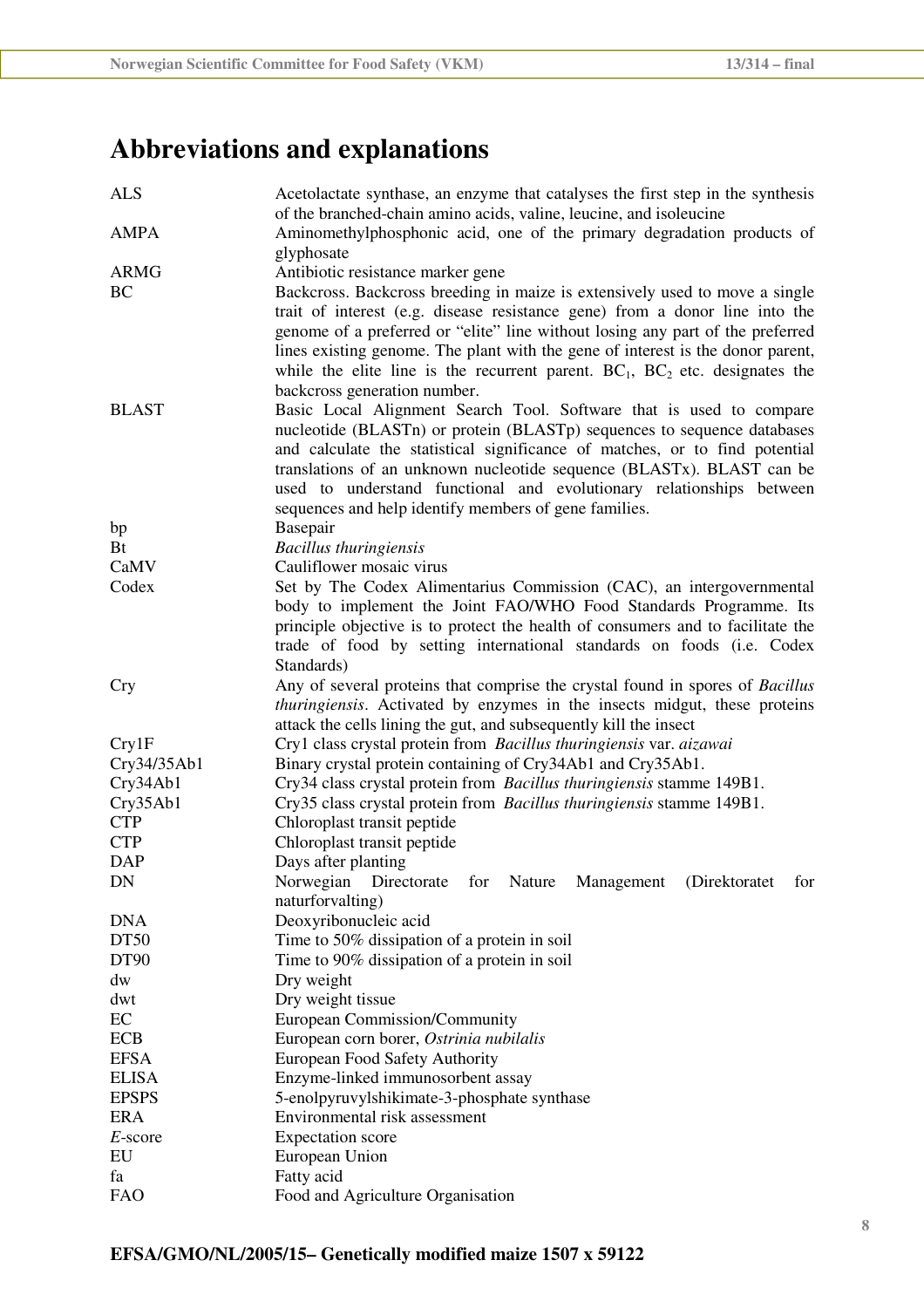# Abbreviations and explanations

| | |
|---|---|
| ALS | Acetolactate synthase, an enzyme that catalyses the first step in the synthesis of the branched-chain amino acids, valine, leucine, and isoleucine |
| AMPA | Aminomethylphosphonic acid, one of the primary degradation products of glyphosate |
| ARMG | Antibiotic resistance marker gene |
| BC | Backcross. Backcross breeding in maize is extensively used to move a single trait of interest (e.g. disease resistance gene) from a donor line into the genome of a preferred or "elite" line without losing any part of the preferred lines existing genome. The plant with the gene of interest is the donor parent, while the elite line is the recurrent parent. $BC_1$, $BC_2$ etc. designates the backcross generation number. |
| BLAST | Basic Local Alignment Search Tool. Software that is used to compare nucleotide (BLASTn) or protein (BLASTp) sequences to sequence databases and calculate the statistical significance of matches, or to find potential translations of an unknown nucleotide sequence (BLASTx). BLAST can be used to understand functional and evolutionary relationships between sequences and help identify members of gene families. |
| bp | Basepair |
| Bt | *Bacillus thuringiensis* |
| CaMV | Cauliflower mosaic virus |
| Codex | Set by The Codex Alimentarius Commission (CAC), an intergovernmental body to implement the Joint FAO/WHO Food Standards Programme. Its principle objective is to protect the health of consumers and to facilitate the trade of food by setting international standards on foods (i.e. Codex Standards) |
| Cry | Any of several proteins that comprise the crystal found in spores of *Bacillus thuringiensis*. Activated by enzymes in the insects midgut, these proteins attack the cells lining the gut, and subsequently kill the insect |
| Cry1F | Cry1 class crystal protein from *Bacillus thuringiensis* var. *aizawai* |
| Cry34/35Ab1 | Binary crystal protein containing of Cry34Ab1 and Cry35Ab1. |
| Cry34Ab1 | Cry34 class crystal protein from *Bacillus thuringiensis* stamme 149B1. |
| Cry35Ab1 | Cry35 class crystal protein from *Bacillus thuringiensis* stamme 149B1. |
| CTP | Chloroplast transit peptide |
| CTP | Chloroplast transit peptide |
| DAP | Days after planting |
| DN | Norwegian Directorate for Nature Management (Direktoratet for naturforvalting) |
| DNA | Deoxyribonucleic acid |
| DT50 | Time to 50% dissipation of a protein in soil |
| DT90 | Time to 90% dissipation of a protein in soil |
| dw | Dry weight |
| dwt | Dry weight tissue |
| EC | European Commission/Community |
| ECB | European corn borer, *Ostrinia nubilalis* |
| EFSA | European Food Safety Authority |
| ELISA | Enzyme-linked immunosorbent assay |
| EPSPS | 5-enolpyruvylshikimate-3-phosphate synthase |
| ERA | Environmental risk assessment |
| *E*-score | Expectation score |
| EU | European Union |
| fa | Fatty acid |
| FAO | Food and Agriculture Organisation |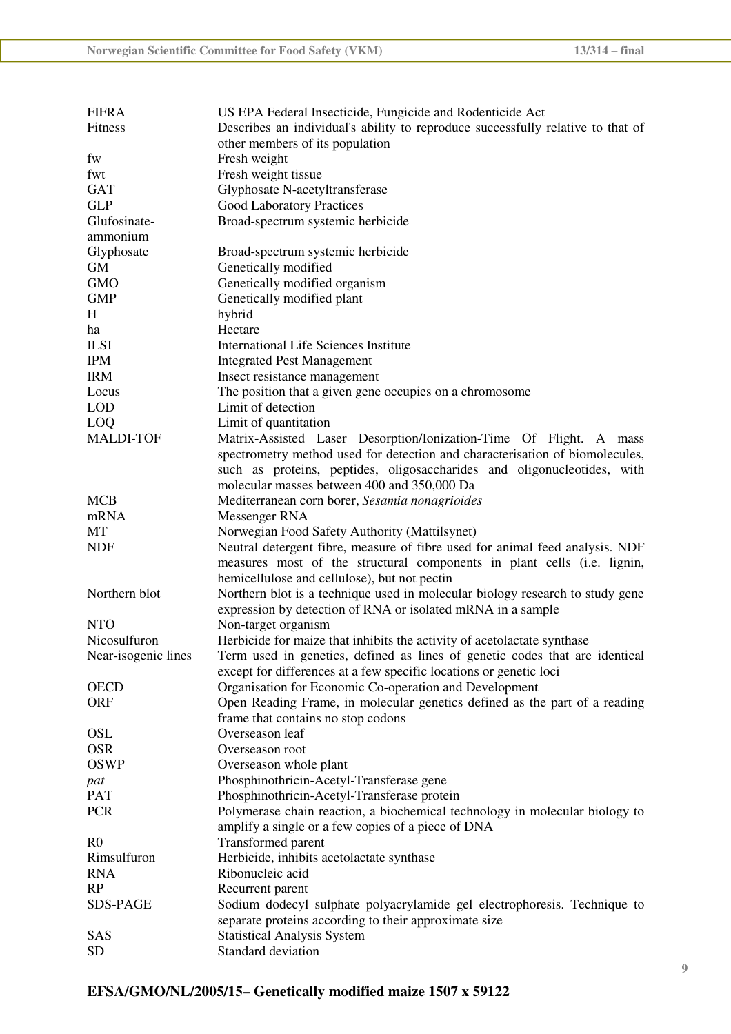| | |
|---|---|
| FIFRA | US EPA Federal Insecticide, Fungicide and Rodenticide Act |
| Fitness | Describes an individual's ability to reproduce successfully relative to that of other members of its population |
| fw | Fresh weight |
| fwt | Fresh weight tissue |
| GAT | Glyphosate N-acetyltransferase |
| GLP | Good Laboratory Practices |
| Glufosinate-ammonium | Broad-spectrum systemic herbicide |
| Glyphosate | Broad-spectrum systemic herbicide |
| GM | Genetically modified |
| GMO | Genetically modified organism |
| GMP | Genetically modified plant |
| H | hybrid |
| ha | Hectare |
| ILSI | International Life Sciences Institute |
| IPM | Integrated Pest Management |
| IRM | Insect resistance management |
| Locus | The position that a given gene occupies on a chromosome |
| LOD | Limit of detection |
| LOQ | Limit of quantitation |
| MALDI-TOF | Matrix-Assisted Laser Desorption/Ionization-Time Of Flight. A mass spectrometry method used for detection and characterisation of biomolecules, such as proteins, peptides, oligosaccharides and oligonucleotides, with molecular masses between 400 and 350,000 Da |
| MCB | Mediterranean corn borer, *Sesamia nonagrioides* |
| mRNA | Messenger RNA |
| MT | Norwegian Food Safety Authority (Mattilsynet) |
| NDF | Neutral detergent fibre, measure of fibre used for animal feed analysis. NDF measures most of the structural components in plant cells (i.e. lignin, hemicellulose and cellulose), but not pectin |
| Northern blot | Northern blot is a technique used in molecular biology research to study gene expression by detection of RNA or isolated mRNA in a sample |
| NTO | Non-target organism |
| Nicosulfuron | Herbicide for maize that inhibits the activity of acetolactate synthase |
| Near-isogenic lines | Term used in genetics, defined as lines of genetic codes that are identical except for differences at a few specific locations or genetic loci |
| OECD | Organisation for Economic Co-operation and Development |
| ORF | Open Reading Frame, in molecular genetics defined as the part of a reading frame that contains no stop codons |
| OSL | Overseason leaf |
| OSR | Overseason root |
| OSWP | Overseason whole plant |
| *pat* | Phosphinothricin-Acetyl-Transferase gene |
| PAT | Phosphinothricin-Acetyl-Transferase protein |
| PCR | Polymerase chain reaction, a biochemical technology in molecular biology to amplify a single or a few copies of a piece of DNA |
| R0 | Transformed parent |
| Rimsulfuron | Herbicide, inhibits acetolactate synthase |
| RNA | Ribonucleic acid |
| RP | Recurrent parent |
| SDS-PAGE | Sodium dodecyl sulphate polyacrylamide gel electrophoresis. Technique to separate proteins according to their approximate size |
| SAS | Statistical Analysis System |
| SD | Standard deviation |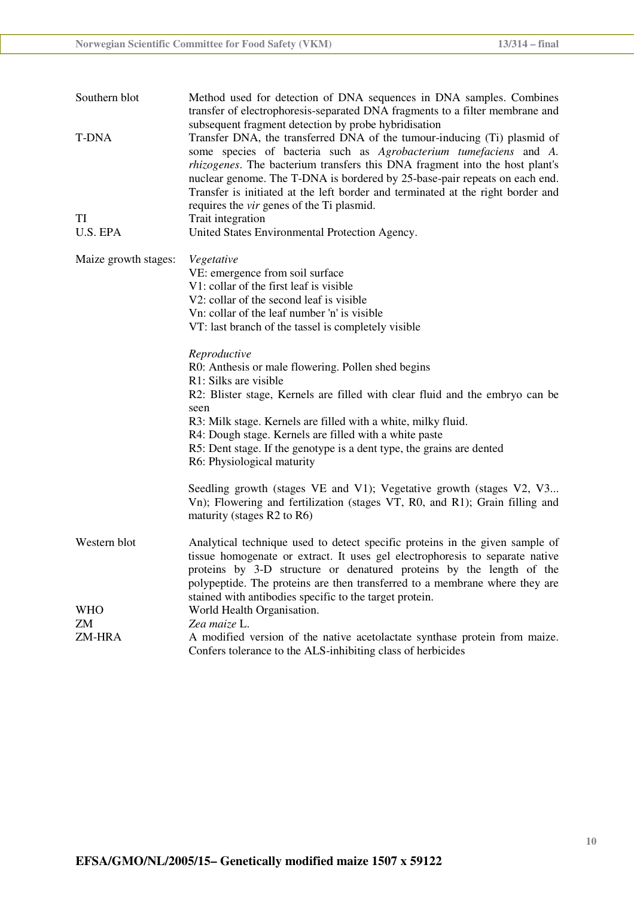| | |
|---|---|
| Southern blot | Method used for detection of DNA sequences in DNA samples. Combines transfer of electrophoresis-separated DNA fragments to a filter membrane and subsequent fragment detection by probe hybridisation |
| T-DNA | Transfer DNA, the transferred DNA of the tumour-inducing (Ti) plasmid of some species of bacteria such as *Agrobacterium tumefaciens* and *A. rhizogenes*. The bacterium transfers this DNA fragment into the host plant's nuclear genome. The T-DNA is bordered by 25-base-pair repeats on each end. Transfer is initiated at the left border and terminated at the right border and requires the *vir* genes of the Ti plasmid. |
| TI | Trait integration |
| U.S. EPA | United States Environmental Protection Agency. |

Maize growth stages:

*Vegetative*
VE: emergence from soil surface
V1: collar of the first leaf is visible
V2: collar of the second leaf is visible
Vn: collar of the leaf number 'n' is visible
VT: last branch of the tassel is completely visible

*Reproductive*
R0: Anthesis or male flowering. Pollen shed begins
R1: Silks are visible
R2: Blister stage, Kernels are filled with clear fluid and the embryo can be seen
R3: Milk stage. Kernels are filled with a white, milky fluid.
R4: Dough stage. Kernels are filled with a white paste
R5: Dent stage. If the genotype is a dent type, the grains are dented
R6: Physiological maturity

Seedling growth (stages VE and V1); Vegetative growth (stages V2, V3... Vn); Flowering and fertilization (stages VT, R0, and R1); Grain filling and maturity (stages R2 to R6)

| | |
|---|---|
| Western blot | Analytical technique used to detect specific proteins in the given sample of tissue homogenate or extract. It uses gel electrophoresis to separate native proteins by 3-D structure or denatured proteins by the length of the polypeptide. The proteins are then transferred to a membrane where they are stained with antibodies specific to the target protein. |
| WHO | World Health Organisation. |
| ZM | *Zea maize* L. |
| ZM-HRA | A modified version of the native acetolactate synthase protein from maize. Confers tolerance to the ALS-inhibiting class of herbicides |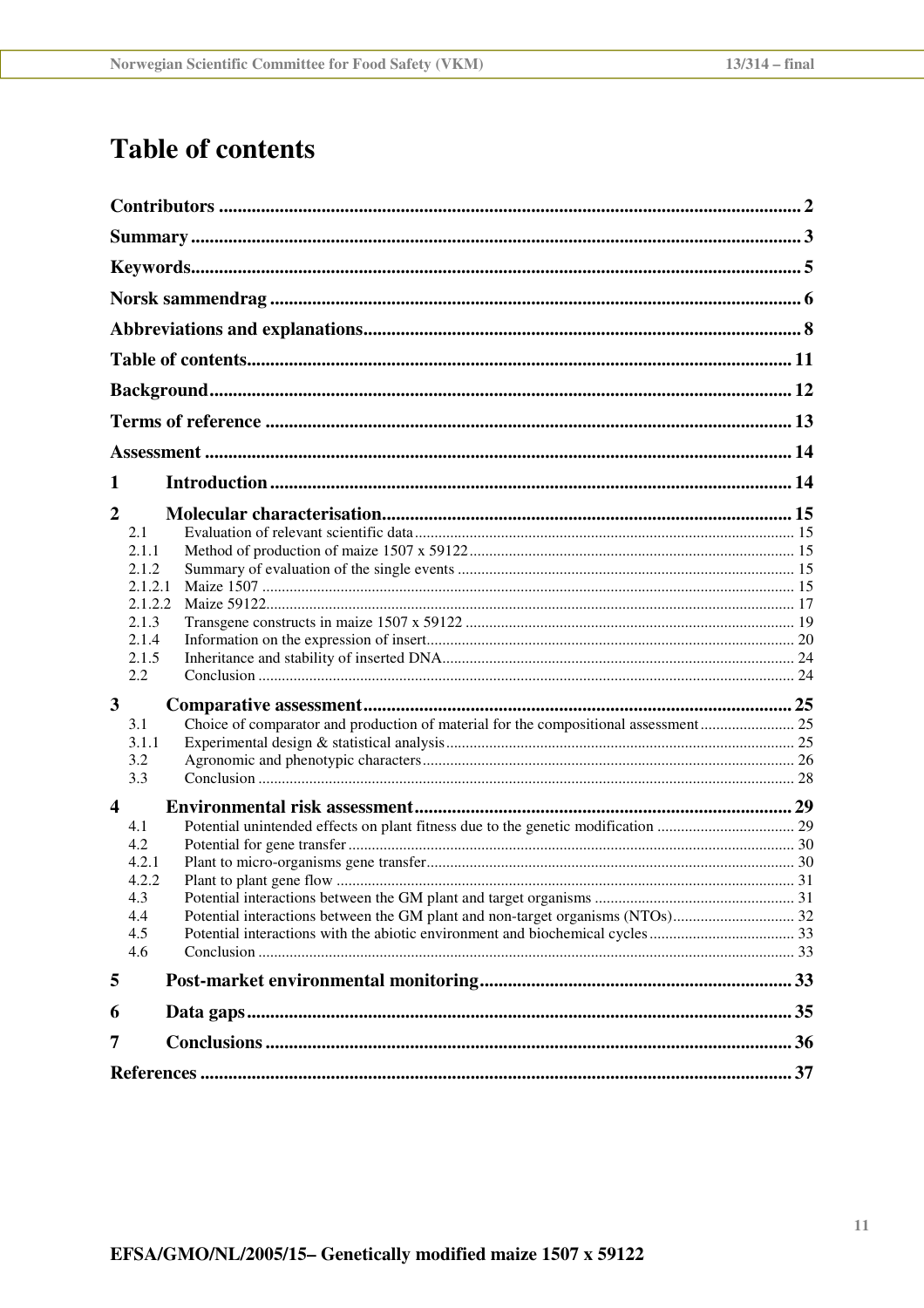# Table of contents

**Contributors** ........................................................................................................................... 2

**Summary** .................................................................................................................................. 3

**Keywords** ................................................................................................................................. 5

**Norsk sammendrag** ................................................................................................................. 6

**Abbreviations and explanations** ............................................................................................. 8

**Table of contents** .................................................................................................................... 11

**Background** ........................................................................................................................... 12

**Terms of reference** ................................................................................................................ 13

**Assessment** ............................................................................................................................ 14

**1 Introduction** ........................................................................................................................ 14

**2 Molecular characterisation** ................................................................................................ 15

- 2.1 Evaluation of relevant scientific data ................................................................................ 15
- 2.1.1 Method of production of maize 1507 x 59122 ................................................................. 15
- 2.1.2 Summary of evaluation of the single events ..................................................................... 15
- 2.1.2.1 Maize 1507 ...................................................................................................................... 15
- 2.1.2.2 Maize 59122 ..................................................................................................................... 17
- 2.1.3 Transgene constructs in maize 1507 x 59122 .................................................................. 19
- 2.1.4 Information on the expression of insert ............................................................................ 20
- 2.1.5 Inheritance and stability of inserted DNA ......................................................................... 24
- 2.2 Conclusion ........................................................................................................................ 24

**3 Comparative assessment** ..................................................................................................... 25

- 3.1 Choice of comparator and production of material for the compositional assessment ........................ 25
- 3.1.1 Experimental design & statistical analysis ........................................................................ 25
- 3.2 Agronomic and phenotypic characters .............................................................................. 26
- 3.3 Conclusion ........................................................................................................................ 28

**4 Environmental risk assessment** ........................................................................................... 29

- 4.1 Potential unintended effects on plant fitness due to the genetic modification ................................... 29
- 4.2 Potential for gene transfer ................................................................................................. 30
- 4.2.1 Plant to micro-organisms gene transfer ............................................................................. 30
- 4.2.2 Plant to plant gene flow .................................................................................................... 31
- 4.3 Potential interactions between the GM plant and target organisms ................................................... 31
- 4.4 Potential interactions between the GM plant and non-target organisms (NTOs) ............................... 32
- 4.5 Potential interactions with the abiotic environment and biochemical cycles ..................................... 33
- 4.6 Conclusion ........................................................................................................................ 33

**5 Post-market environmental monitoring** ............................................................................. 33

**6 Data gaps** .............................................................................................................................. 35

**7 Conclusions** .......................................................................................................................... 36

**References** .............................................................................................................................. 37

**EFSA/GMO/NL/2005/15– Genetically modified maize 1507 x 59122**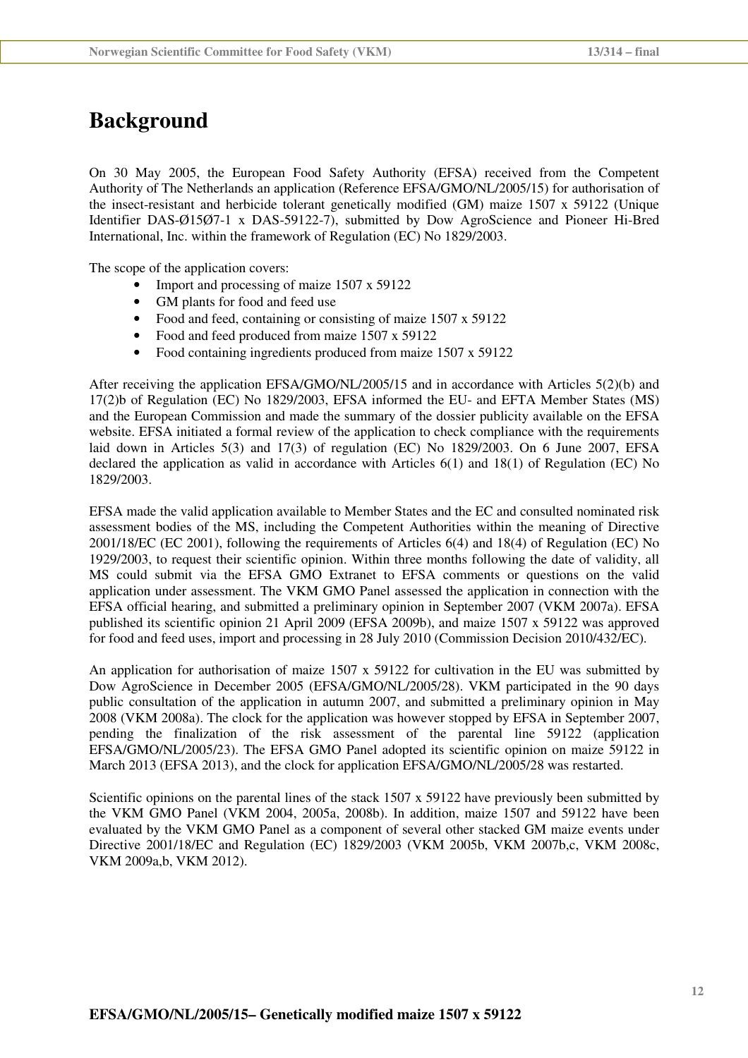# Background

On 30 May 2005, the European Food Safety Authority (EFSA) received from the Competent Authority of The Netherlands an application (Reference EFSA/GMO/NL/2005/15) for authorisation of the insect-resistant and herbicide tolerant genetically modified (GM) maize 1507 x 59122 (Unique Identifier DAS-Ø15Ø7-1 x DAS-59122-7), submitted by Dow AgroScience and Pioneer Hi-Bred International, Inc. within the framework of Regulation (EC) No 1829/2003.

The scope of the application covers:

- Import and processing of maize 1507 x 59122
- GM plants for food and feed use
- Food and feed, containing or consisting of maize 1507 x 59122
- Food and feed produced from maize 1507 x 59122
- Food containing ingredients produced from maize 1507 x 59122

After receiving the application EFSA/GMO/NL/2005/15 and in accordance with Articles 5(2)(b) and 17(2)b of Regulation (EC) No 1829/2003, EFSA informed the EU- and EFTA Member States (MS) and the European Commission and made the summary of the dossier publicity available on the EFSA website. EFSA initiated a formal review of the application to check compliance with the requirements laid down in Articles 5(3) and 17(3) of regulation (EC) No 1829/2003. On 6 June 2007, EFSA declared the application as valid in accordance with Articles 6(1) and 18(1) of Regulation (EC) No 1829/2003.

EFSA made the valid application available to Member States and the EC and consulted nominated risk assessment bodies of the MS, including the Competent Authorities within the meaning of Directive 2001/18/EC (EC 2001), following the requirements of Articles 6(4) and 18(4) of Regulation (EC) No 1929/2003, to request their scientific opinion. Within three months following the date of validity, all MS could submit via the EFSA GMO Extranet to EFSA comments or questions on the valid application under assessment. The VKM GMO Panel assessed the application in connection with the EFSA official hearing, and submitted a preliminary opinion in September 2007 (VKM 2007a). EFSA published its scientific opinion 21 April 2009 (EFSA 2009b), and maize 1507 x 59122 was approved for food and feed uses, import and processing in 28 July 2010 (Commission Decision 2010/432/EC).

An application for authorisation of maize 1507 x 59122 for cultivation in the EU was submitted by Dow AgroScience in December 2005 (EFSA/GMO/NL/2005/28). VKM participated in the 90 days public consultation of the application in autumn 2007, and submitted a preliminary opinion in May 2008 (VKM 2008a). The clock for the application was however stopped by EFSA in September 2007, pending the finalization of the risk assessment of the parental line 59122 (application EFSA/GMO/NL/2005/23). The EFSA GMO Panel adopted its scientific opinion on maize 59122 in March 2013 (EFSA 2013), and the clock for application EFSA/GMO/NL/2005/28 was restarted.

Scientific opinions on the parental lines of the stack 1507 x 59122 have previously been submitted by the VKM GMO Panel (VKM 2004, 2005a, 2008b). In addition, maize 1507 and 59122 have been evaluated by the VKM GMO Panel as a component of several other stacked GM maize events under Directive 2001/18/EC and Regulation (EC) 1829/2003 (VKM 2005b, VKM 2007b,c, VKM 2008c, VKM 2009a,b, VKM 2012).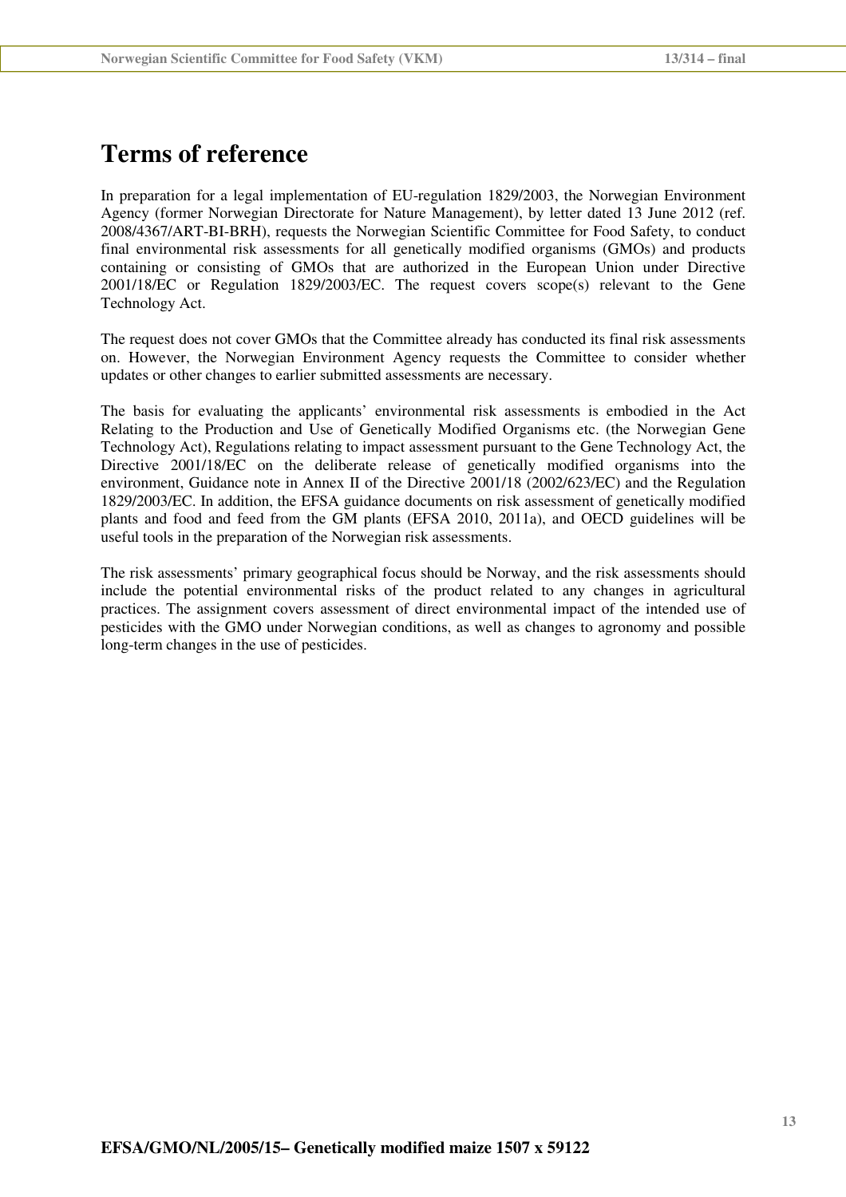# Terms of reference

In preparation for a legal implementation of EU-regulation 1829/2003, the Norwegian Environment Agency (former Norwegian Directorate for Nature Management), by letter dated 13 June 2012 (ref. 2008/4367/ART-BI-BRH), requests the Norwegian Scientific Committee for Food Safety, to conduct final environmental risk assessments for all genetically modified organisms (GMOs) and products containing or consisting of GMOs that are authorized in the European Union under Directive 2001/18/EC or Regulation 1829/2003/EC. The request covers scope(s) relevant to the Gene Technology Act.

The request does not cover GMOs that the Committee already has conducted its final risk assessments on. However, the Norwegian Environment Agency requests the Committee to consider whether updates or other changes to earlier submitted assessments are necessary.

The basis for evaluating the applicants' environmental risk assessments is embodied in the Act Relating to the Production and Use of Genetically Modified Organisms etc. (the Norwegian Gene Technology Act), Regulations relating to impact assessment pursuant to the Gene Technology Act, the Directive 2001/18/EC on the deliberate release of genetically modified organisms into the environment, Guidance note in Annex II of the Directive 2001/18 (2002/623/EC) and the Regulation 1829/2003/EC. In addition, the EFSA guidance documents on risk assessment of genetically modified plants and food and feed from the GM plants (EFSA 2010, 2011a), and OECD guidelines will be useful tools in the preparation of the Norwegian risk assessments.

The risk assessments' primary geographical focus should be Norway, and the risk assessments should include the potential environmental risks of the product related to any changes in agricultural practices. The assignment covers assessment of direct environmental impact of the intended use of pesticides with the GMO under Norwegian conditions, as well as changes to agronomy and possible long-term changes in the use of pesticides.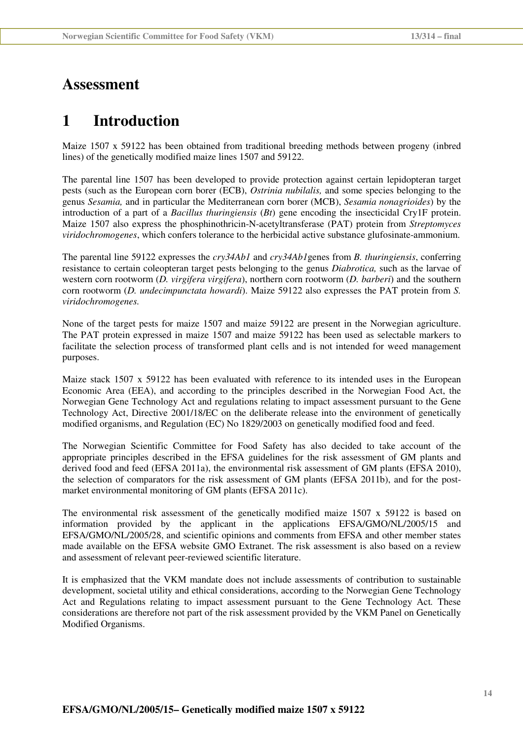# Assessment

# 1 Introduction

Maize 1507 x 59122 has been obtained from traditional breeding methods between progeny (inbred lines) of the genetically modified maize lines 1507 and 59122.

The parental line 1507 has been developed to provide protection against certain lepidopteran target pests (such as the European corn borer (ECB), *Ostrinia nubilalis,* and some species belonging to the genus *Sesamia,* and in particular the Mediterranean corn borer (MCB), *Sesamia nonagrioides*) by the introduction of a part of a *Bacillus thuringiensis* (*Bt*) gene encoding the insecticidal Cry1F protein. Maize 1507 also express the phosphinothricin-N-acetyltransferase (PAT) protein from *Streptomyces viridochromogenes*, which confers tolerance to the herbicidal active substance glufosinate-ammonium.

The parental line 59122 expresses the *cry34Ab1* and *cry34Ab1*genes from *B. thuringiensis*, conferring resistance to certain coleopteran target pests belonging to the genus *Diabrotica,* such as the larvae of western corn rootworm (*D. virgifera virgifera*), northern corn rootworm (*D. barberi*) and the southern corn rootworm (*D. undecimpunctata howardi*). Maize 59122 also expresses the PAT protein from *S. viridochromogenes.*

None of the target pests for maize 1507 and maize 59122 are present in the Norwegian agriculture. The PAT protein expressed in maize 1507 and maize 59122 has been used as selectable markers to facilitate the selection process of transformed plant cells and is not intended for weed management purposes.

Maize stack 1507 x 59122 has been evaluated with reference to its intended uses in the European Economic Area (EEA), and according to the principles described in the Norwegian Food Act, the Norwegian Gene Technology Act and regulations relating to impact assessment pursuant to the Gene Technology Act, Directive 2001/18/EC on the deliberate release into the environment of genetically modified organisms, and Regulation (EC) No 1829/2003 on genetically modified food and feed.

The Norwegian Scientific Committee for Food Safety has also decided to take account of the appropriate principles described in the EFSA guidelines for the risk assessment of GM plants and derived food and feed (EFSA 2011a), the environmental risk assessment of GM plants (EFSA 2010), the selection of comparators for the risk assessment of GM plants (EFSA 2011b), and for the post-market environmental monitoring of GM plants (EFSA 2011c).

The environmental risk assessment of the genetically modified maize 1507 x 59122 is based on information provided by the applicant in the applications EFSA/GMO/NL/2005/15 and EFSA/GMO/NL/2005/28, and scientific opinions and comments from EFSA and other member states made available on the EFSA website GMO Extranet. The risk assessment is also based on a review and assessment of relevant peer-reviewed scientific literature.

It is emphasized that the VKM mandate does not include assessments of contribution to sustainable development, societal utility and ethical considerations, according to the Norwegian Gene Technology Act and Regulations relating to impact assessment pursuant to the Gene Technology Act. These considerations are therefore not part of the risk assessment provided by the VKM Panel on Genetically Modified Organisms.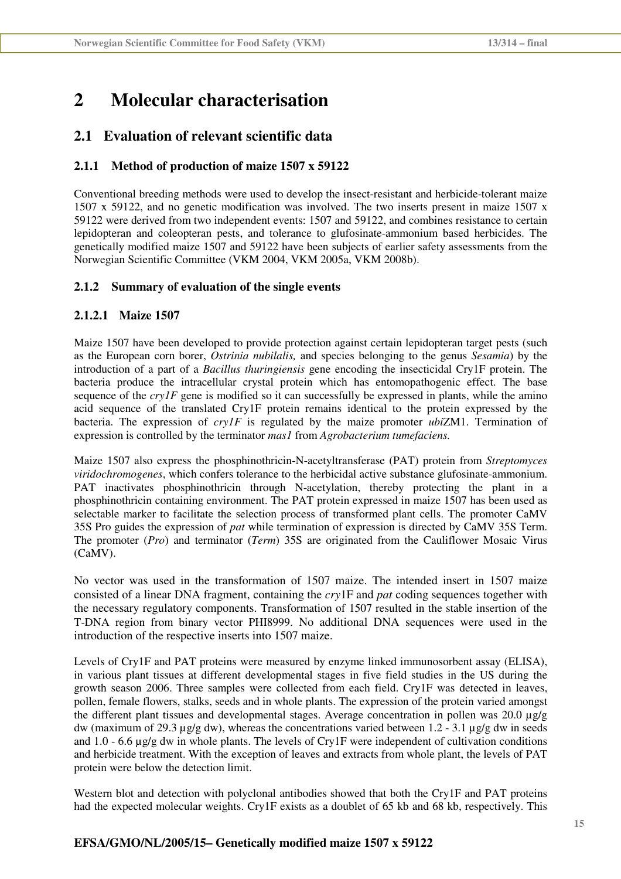# 2 Molecular characterisation

## 2.1 Evaluation of relevant scientific data

### 2.1.1 Method of production of maize 1507 x 59122

Conventional breeding methods were used to develop the insect-resistant and herbicide-tolerant maize 1507 x 59122, and no genetic modification was involved. The two inserts present in maize 1507 x 59122 were derived from two independent events: 1507 and 59122, and combines resistance to certain lepidopteran and coleopteran pests, and tolerance to glufosinate-ammonium based herbicides. The genetically modified maize 1507 and 59122 have been subjects of earlier safety assessments from the Norwegian Scientific Committee (VKM 2004, VKM 2005a, VKM 2008b).

### 2.1.2 Summary of evaluation of the single events

#### 2.1.2.1 Maize 1507

Maize 1507 have been developed to provide protection against certain lepidopteran target pests (such as the European corn borer, *Ostrinia nubilalis,* and species belonging to the genus *Sesamia*) by the introduction of a part of a *Bacillus thuringiensis* gene encoding the insecticidal Cry1F protein. The bacteria produce the intracellular crystal protein which has entomopathogenic effect. The base sequence of the *cry1F* gene is modified so it can successfully be expressed in plants, while the amino acid sequence of the translated Cry1F protein remains identical to the protein expressed by the bacteria. The expression of *cry1F* is regulated by the maize promoter *ubi*ZM1. Termination of expression is controlled by the terminator *mas1* from *Agrobacterium tumefaciens.*

Maize 1507 also express the phosphinothricin-N-acetyltransferase (PAT) protein from *Streptomyces viridochromogenes*, which confers tolerance to the herbicidal active substance glufosinate-ammonium. PAT inactivates phosphinothricin through N-acetylation, thereby protecting the plant in a phosphinothricin containing environment. The PAT protein expressed in maize 1507 has been used as selectable marker to facilitate the selection process of transformed plant cells. The promoter CaMV 35S Pro guides the expression of *pat* while termination of expression is directed by CaMV 35S Term. The promoter (*Pro*) and terminator (*Term*) 35S are originated from the Cauliflower Mosaic Virus (CaMV).

No vector was used in the transformation of 1507 maize. The intended insert in 1507 maize consisted of a linear DNA fragment, containing the *cry*1F and *pat* coding sequences together with the necessary regulatory components. Transformation of 1507 resulted in the stable insertion of the T-DNA region from binary vector PHI8999. No additional DNA sequences were used in the introduction of the respective inserts into 1507 maize.

Levels of Cry1F and PAT proteins were measured by enzyme linked immunosorbent assay (ELISA), in various plant tissues at different developmental stages in five field studies in the US during the growth season 2006. Three samples were collected from each field. Cry1F was detected in leaves, pollen, female flowers, stalks, seeds and in whole plants. The expression of the protein varied amongst the different plant tissues and developmental stages. Average concentration in pollen was 20.0 µg/g dw (maximum of 29.3 µg/g dw), whereas the concentrations varied between 1.2 - 3.1 µg/g dw in seeds and 1.0 - 6.6 µg/g dw in whole plants. The levels of Cry1F were independent of cultivation conditions and herbicide treatment. With the exception of leaves and extracts from whole plant, the levels of PAT protein were below the detection limit.

Western blot and detection with polyclonal antibodies showed that both the Cry1F and PAT proteins had the expected molecular weights. Cry1F exists as a doublet of 65 kb and 68 kb, respectively. This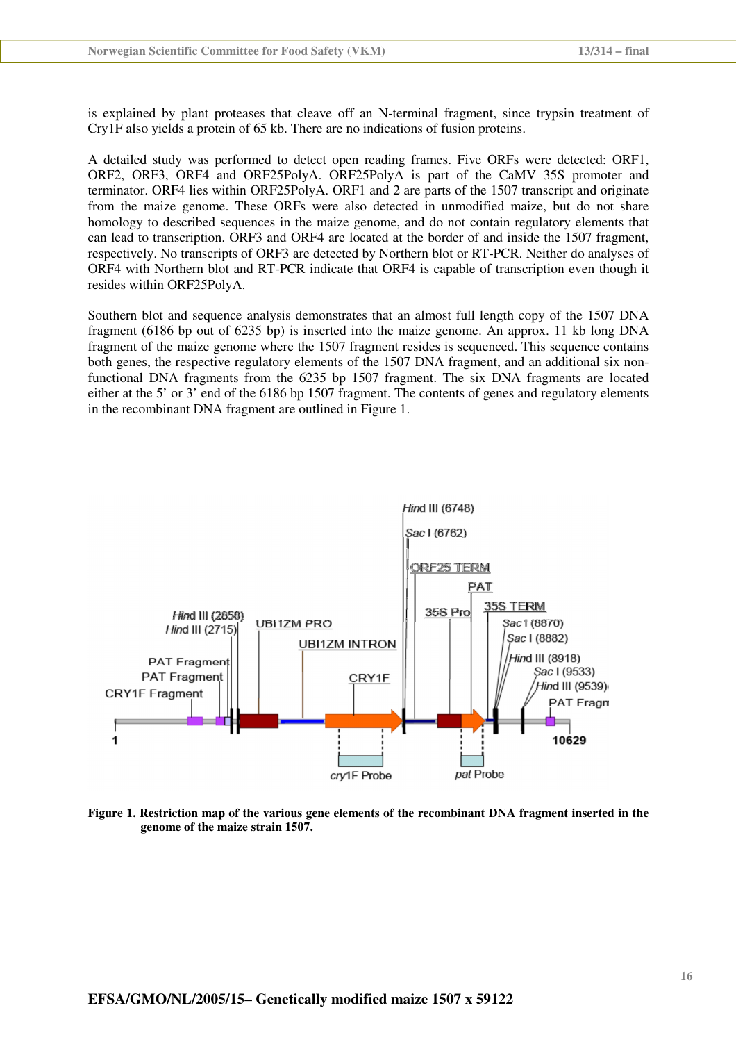is explained by plant proteases that cleave off an N-terminal fragment, since trypsin treatment of Cry1F also yields a protein of 65 kb. There are no indications of fusion proteins.

A detailed study was performed to detect open reading frames. Five ORFs were detected: ORF1, ORF2, ORF3, ORF4 and ORF25PolyA. ORF25PolyA is part of the CaMV 35S promoter and terminator. ORF4 lies within ORF25PolyA. ORF1 and 2 are parts of the 1507 transcript and originate from the maize genome. These ORFs were also detected in unmodified maize, but do not share homology to described sequences in the maize genome, and do not contain regulatory elements that can lead to transcription. ORF3 and ORF4 are located at the border of and inside the 1507 fragment, respectively. No transcripts of ORF3 are detected by Northern blot or RT-PCR. Neither do analyses of ORF4 with Northern blot and RT-PCR indicate that ORF4 is capable of transcription even though it resides within ORF25PolyA.

Southern blot and sequence analysis demonstrates that an almost full length copy of the 1507 DNA fragment (6186 bp out of 6235 bp) is inserted into the maize genome. An approx. 11 kb long DNA fragment of the maize genome where the 1507 fragment resides is sequenced. This sequence contains both genes, the respective regulatory elements of the 1507 DNA fragment, and an additional six non-functional DNA fragments from the 6235 bp 1507 fragment. The six DNA fragments are located either at the 5' or 3' end of the 6186 bp 1507 fragment. The contents of genes and regulatory elements in the recombinant DNA fragment are outlined in Figure 1.

**Figure 1. Restriction map of the various gene elements of the recombinant DNA fragment inserted in the genome of the maize strain 1507.**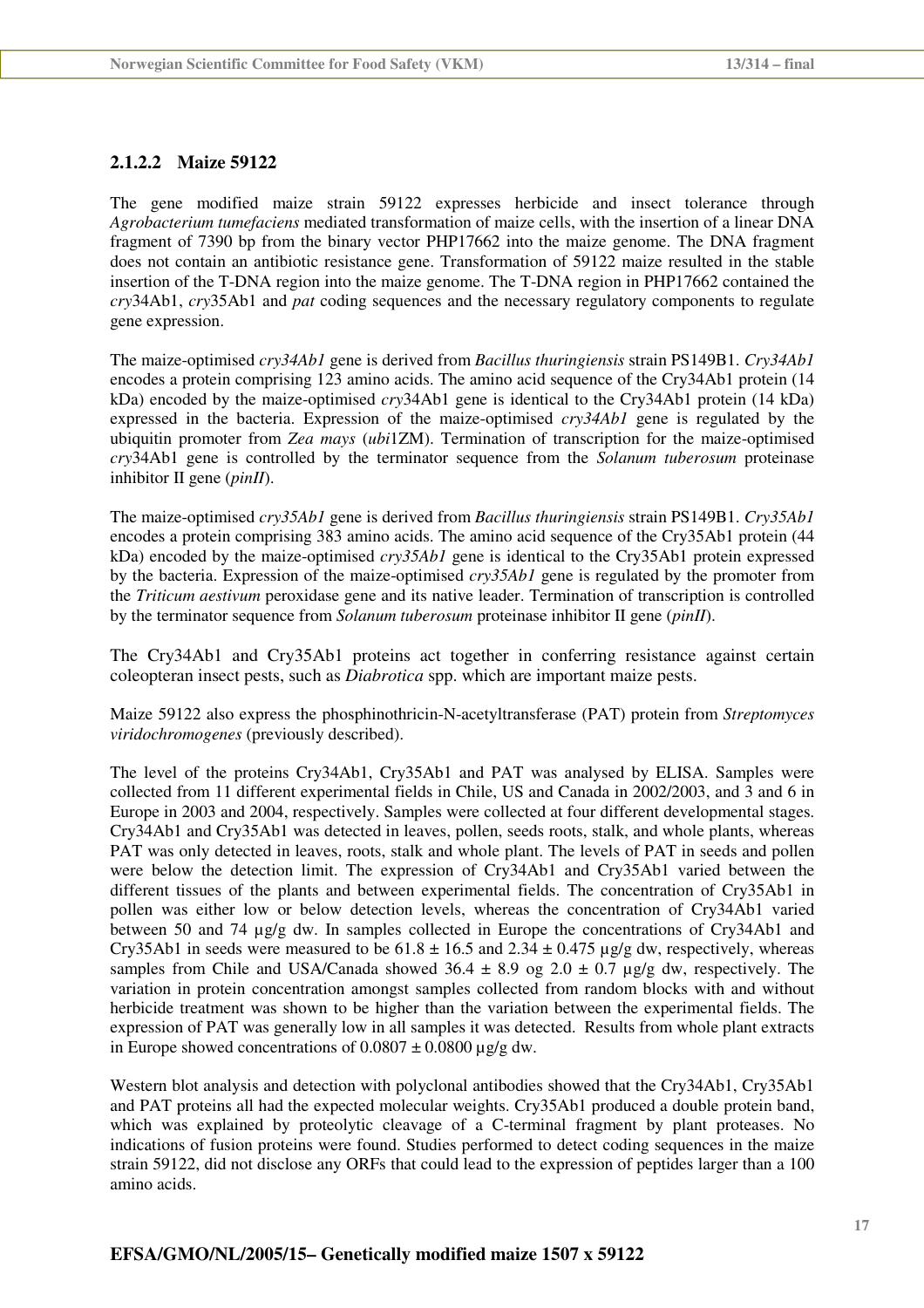### 2.1.2.2 Maize 59122

The gene modified maize strain 59122 expresses herbicide and insect tolerance through *Agrobacterium tumefaciens* mediated transformation of maize cells, with the insertion of a linear DNA fragment of 7390 bp from the binary vector PHP17662 into the maize genome. The DNA fragment does not contain an antibiotic resistance gene. Transformation of 59122 maize resulted in the stable insertion of the T-DNA region into the maize genome. The T-DNA region in PHP17662 contained the *cry*34Ab1, *cry*35Ab1 and *pat* coding sequences and the necessary regulatory components to regulate gene expression.

The maize-optimised *cry34Ab1* gene is derived from *Bacillus thuringiensis* strain PS149B1. *Cry34Ab1* encodes a protein comprising 123 amino acids. The amino acid sequence of the Cry34Ab1 protein (14 kDa) encoded by the maize-optimised *cry*34Ab1 gene is identical to the Cry34Ab1 protein (14 kDa) expressed in the bacteria. Expression of the maize-optimised *cry34Ab1* gene is regulated by the ubiquitin promoter from *Zea mays* (*ubi*1ZM). Termination of transcription for the maize-optimised *cry*34Ab1 gene is controlled by the terminator sequence from the *Solanum tuberosum* proteinase inhibitor II gene (*pinII*).

The maize-optimised *cry35Ab1* gene is derived from *Bacillus thuringiensis* strain PS149B1. *Cry35Ab1* encodes a protein comprising 383 amino acids. The amino acid sequence of the Cry35Ab1 protein (44 kDa) encoded by the maize-optimised *cry35Ab1* gene is identical to the Cry35Ab1 protein expressed by the bacteria. Expression of the maize-optimised *cry35Ab1* gene is regulated by the promoter from the *Triticum aestivum* peroxidase gene and its native leader. Termination of transcription is controlled by the terminator sequence from *Solanum tuberosum* proteinase inhibitor II gene (*pinII*).

The Cry34Ab1 and Cry35Ab1 proteins act together in conferring resistance against certain coleopteran insect pests, such as *Diabrotica* spp. which are important maize pests.

Maize 59122 also express the phosphinothricin-N-acetyltransferase (PAT) protein from *Streptomyces viridochromogenes* (previously described).

The level of the proteins Cry34Ab1, Cry35Ab1 and PAT was analysed by ELISA. Samples were collected from 11 different experimental fields in Chile, US and Canada in 2002/2003, and 3 and 6 in Europe in 2003 and 2004, respectively. Samples were collected at four different developmental stages. Cry34Ab1 and Cry35Ab1 was detected in leaves, pollen, seeds roots, stalk, and whole plants, whereas PAT was only detected in leaves, roots, stalk and whole plant. The levels of PAT in seeds and pollen were below the detection limit. The expression of Cry34Ab1 and Cry35Ab1 varied between the different tissues of the plants and between experimental fields. The concentration of Cry35Ab1 in pollen was either low or below detection levels, whereas the concentration of Cry34Ab1 varied between 50 and 74 µg/g dw. In samples collected in Europe the concentrations of Cry34Ab1 and Cry35Ab1 in seeds were measured to be $61.8 \pm 16.5$ and $2.34 \pm 0.475$ µg/g dw, respectively, whereas samples from Chile and USA/Canada showed $36.4 \pm 8.9$ og $2.0 \pm 0.7$ µg/g dw, respectively. The variation in protein concentration amongst samples collected from random blocks with and without herbicide treatment was shown to be higher than the variation between the experimental fields. The expression of PAT was generally low in all samples it was detected. Results from whole plant extracts in Europe showed concentrations of $0.0807 \pm 0.0800$ µg/g dw.

Western blot analysis and detection with polyclonal antibodies showed that the Cry34Ab1, Cry35Ab1 and PAT proteins all had the expected molecular weights. Cry35Ab1 produced a double protein band, which was explained by proteolytic cleavage of a C-terminal fragment by plant proteases. No indications of fusion proteins were found. Studies performed to detect coding sequences in the maize strain 59122, did not disclose any ORFs that could lead to the expression of peptides larger than a 100 amino acids.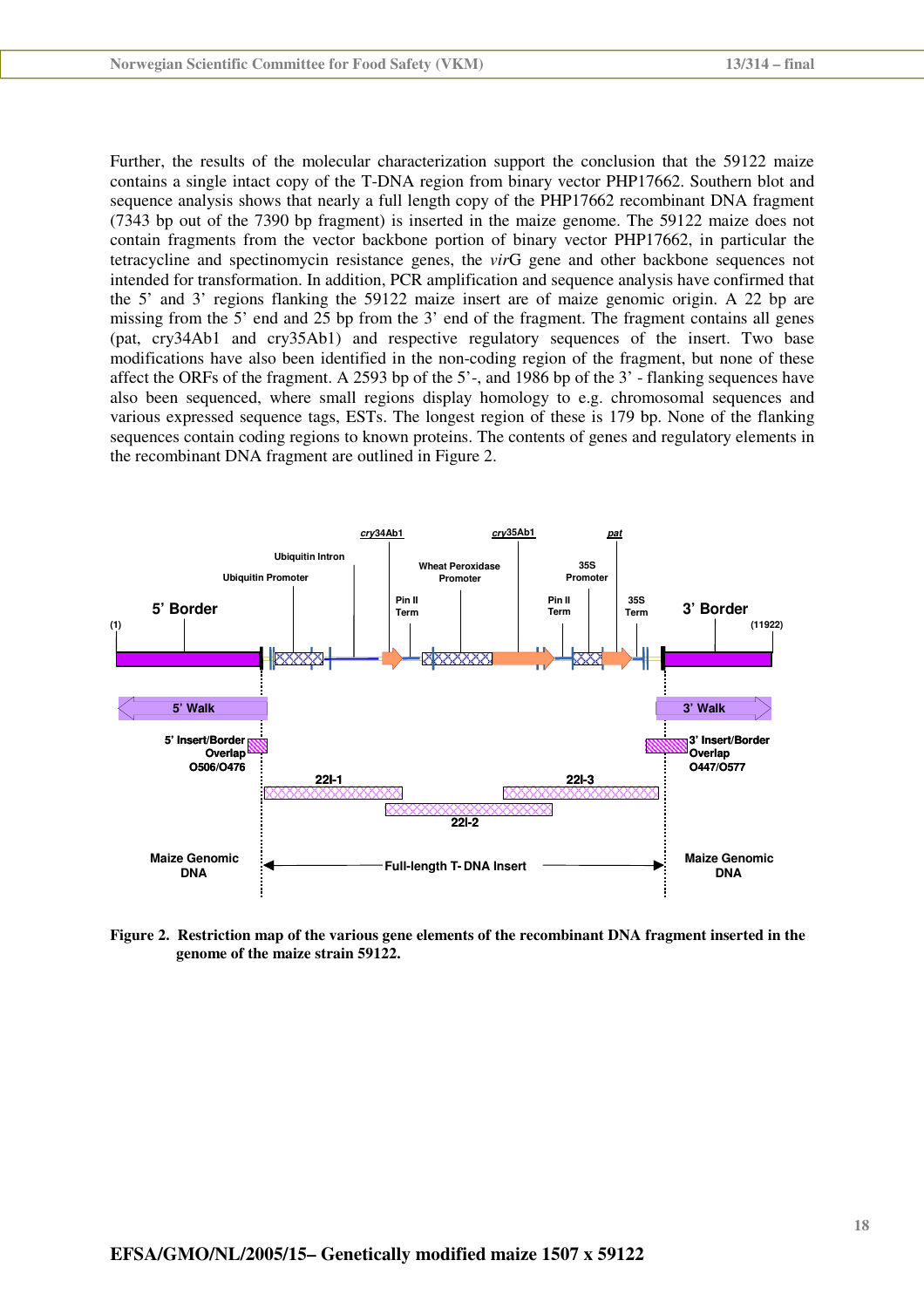Further, the results of the molecular characterization support the conclusion that the 59122 maize contains a single intact copy of the T-DNA region from binary vector PHP17662. Southern blot and sequence analysis shows that nearly a full length copy of the PHP17662 recombinant DNA fragment (7343 bp out of the 7390 bp fragment) is inserted in the maize genome. The 59122 maize does not contain fragments from the vector backbone portion of binary vector PHP17662, in particular the tetracycline and spectinomycin resistance genes, the *vir*G gene and other backbone sequences not intended for transformation. In addition, PCR amplification and sequence analysis have confirmed that the 5' and 3' regions flanking the 59122 maize insert are of maize genomic origin. A 22 bp are missing from the 5' end and 25 bp from the 3' end of the fragment. The fragment contains all genes (pat, cry34Ab1 and cry35Ab1) and respective regulatory sequences of the insert. Two base modifications have also been identified in the non-coding region of the fragment, but none of these affect the ORFs of the fragment. A 2593 bp of the 5'-, and 1986 bp of the 3' - flanking sequences have also been sequenced, where small regions display homology to e.g. chromosomal sequences and various expressed sequence tags, ESTs. The longest region of these is 179 bp. None of the flanking sequences contain coding regions to known proteins. The contents of genes and regulatory elements in the recombinant DNA fragment are outlined in Figure 2.

**Figure 2. Restriction map of the various gene elements of the recombinant DNA fragment inserted in the genome of the maize strain 59122.**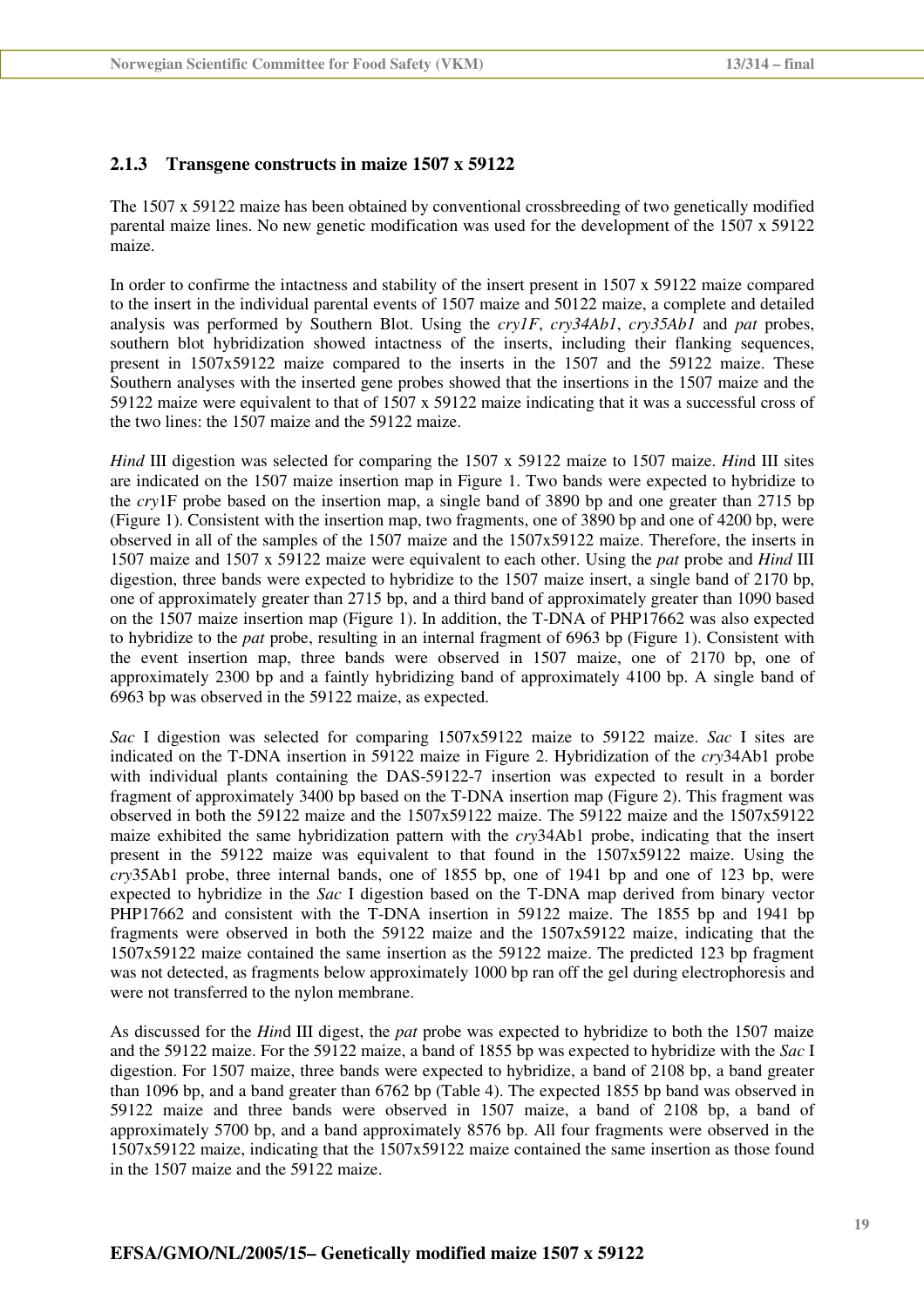### 2.1.3 Transgene constructs in maize 1507 x 59122

The 1507 x 59122 maize has been obtained by conventional crossbreeding of two genetically modified parental maize lines. No new genetic modification was used for the development of the 1507 x 59122 maize.

In order to confirme the intactness and stability of the insert present in 1507 x 59122 maize compared to the insert in the individual parental events of 1507 maize and 50122 maize, a complete and detailed analysis was performed by Southern Blot. Using the *cry1F*, *cry34Ab1*, *cry35Ab1* and *pat* probes, southern blot hybridization showed intactness of the inserts, including their flanking sequences, present in 1507x59122 maize compared to the inserts in the 1507 and the 59122 maize. These Southern analyses with the inserted gene probes showed that the insertions in the 1507 maize and the 59122 maize were equivalent to that of 1507 x 59122 maize indicating that it was a successful cross of the two lines: the 1507 maize and the 59122 maize.

*Hind* III digestion was selected for comparing the 1507 x 59122 maize to 1507 maize. *Hin*d III sites are indicated on the 1507 maize insertion map in Figure 1. Two bands were expected to hybridize to the *cry*1F probe based on the insertion map, a single band of 3890 bp and one greater than 2715 bp (Figure 1). Consistent with the insertion map, two fragments, one of 3890 bp and one of 4200 bp, were observed in all of the samples of the 1507 maize and the 1507x59122 maize. Therefore, the inserts in 1507 maize and 1507 x 59122 maize were equivalent to each other. Using the *pat* probe and *Hind* III digestion, three bands were expected to hybridize to the 1507 maize insert, a single band of 2170 bp, one of approximately greater than 2715 bp, and a third band of approximately greater than 1090 based on the 1507 maize insertion map (Figure 1). In addition, the T-DNA of PHP17662 was also expected to hybridize to the *pat* probe, resulting in an internal fragment of 6963 bp (Figure 1). Consistent with the event insertion map, three bands were observed in 1507 maize, one of 2170 bp, one of approximately 2300 bp and a faintly hybridizing band of approximately 4100 bp. A single band of 6963 bp was observed in the 59122 maize, as expected.

*Sac* I digestion was selected for comparing 1507x59122 maize to 59122 maize. *Sac* I sites are indicated on the T-DNA insertion in 59122 maize in Figure 2. Hybridization of the *cry*34Ab1 probe with individual plants containing the DAS-59122-7 insertion was expected to result in a border fragment of approximately 3400 bp based on the T-DNA insertion map (Figure 2). This fragment was observed in both the 59122 maize and the 1507x59122 maize. The 59122 maize and the 1507x59122 maize exhibited the same hybridization pattern with the *cry*34Ab1 probe, indicating that the insert present in the 59122 maize was equivalent to that found in the 1507x59122 maize. Using the *cry*35Ab1 probe, three internal bands, one of 1855 bp, one of 1941 bp and one of 123 bp, were expected to hybridize in the *Sac* I digestion based on the T-DNA map derived from binary vector PHP17662 and consistent with the T-DNA insertion in 59122 maize. The 1855 bp and 1941 bp fragments were observed in both the 59122 maize and the 1507x59122 maize, indicating that the 1507x59122 maize contained the same insertion as the 59122 maize. The predicted 123 bp fragment was not detected, as fragments below approximately 1000 bp ran off the gel during electrophoresis and were not transferred to the nylon membrane.

As discussed for the *Hin*d III digest, the *pat* probe was expected to hybridize to both the 1507 maize and the 59122 maize. For the 59122 maize, a band of 1855 bp was expected to hybridize with the *Sac* I digestion. For 1507 maize, three bands were expected to hybridize, a band of 2108 bp, a band greater than 1096 bp, and a band greater than 6762 bp (Table 4). The expected 1855 bp band was observed in 59122 maize and three bands were observed in 1507 maize, a band of 2108 bp, a band of approximately 5700 bp, and a band approximately 8576 bp. All four fragments were observed in the 1507x59122 maize, indicating that the 1507x59122 maize contained the same insertion as those found in the 1507 maize and the 59122 maize.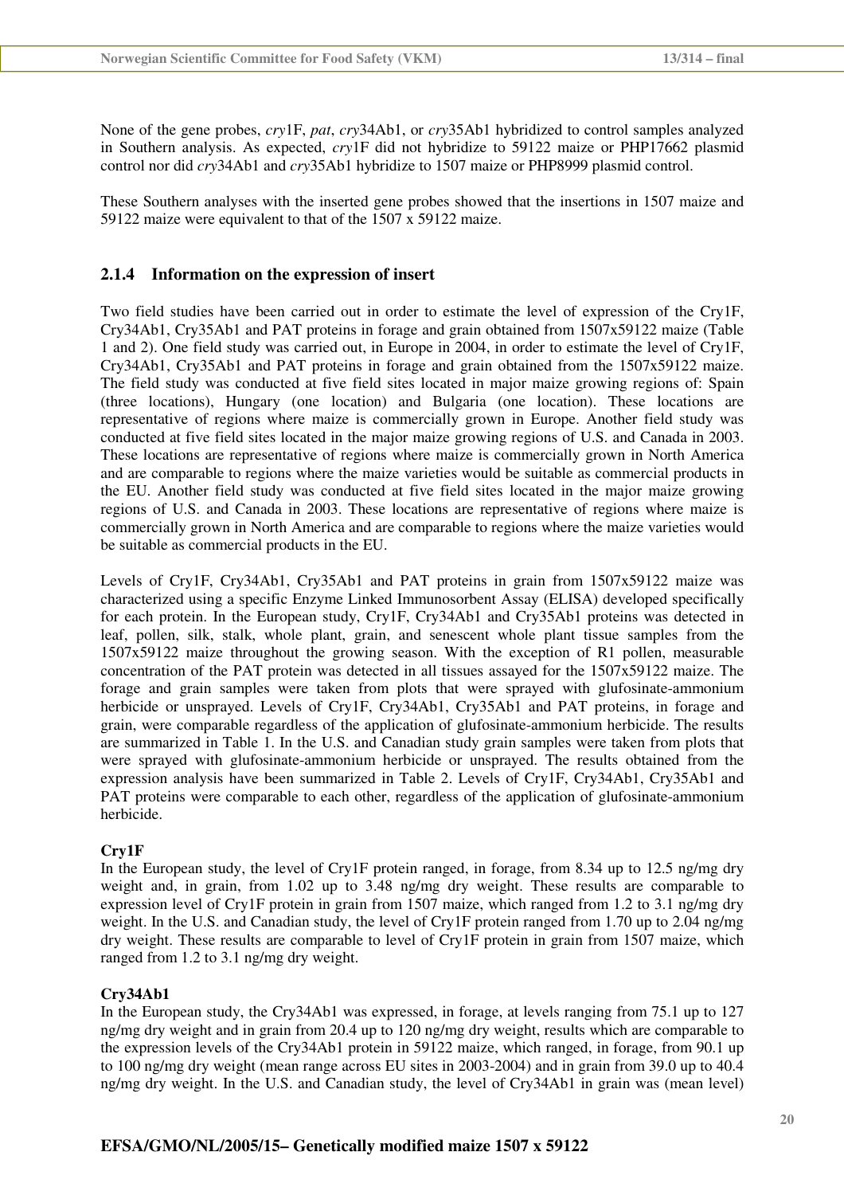None of the gene probes, *cry*1F, *pat*, *cry*34Ab1, or *cry*35Ab1 hybridized to control samples analyzed in Southern analysis. As expected, *cry*1F did not hybridize to 59122 maize or PHP17662 plasmid control nor did *cry*34Ab1 and *cry*35Ab1 hybridize to 1507 maize or PHP8999 plasmid control.

These Southern analyses with the inserted gene probes showed that the insertions in 1507 maize and 59122 maize were equivalent to that of the 1507 x 59122 maize.

### 2.1.4 Information on the expression of insert

Two field studies have been carried out in order to estimate the level of expression of the Cry1F, Cry34Ab1, Cry35Ab1 and PAT proteins in forage and grain obtained from 1507x59122 maize (Table 1 and 2). One field study was carried out, in Europe in 2004, in order to estimate the level of Cry1F, Cry34Ab1, Cry35Ab1 and PAT proteins in forage and grain obtained from the 1507x59122 maize. The field study was conducted at five field sites located in major maize growing regions of: Spain (three locations), Hungary (one location) and Bulgaria (one location). These locations are representative of regions where maize is commercially grown in Europe. Another field study was conducted at five field sites located in the major maize growing regions of U.S. and Canada in 2003. These locations are representative of regions where maize is commercially grown in North America and are comparable to regions where the maize varieties would be suitable as commercial products in the EU. Another field study was conducted at five field sites located in the major maize growing regions of U.S. and Canada in 2003. These locations are representative of regions where maize is commercially grown in North America and are comparable to regions where the maize varieties would be suitable as commercial products in the EU.

Levels of Cry1F, Cry34Ab1, Cry35Ab1 and PAT proteins in grain from 1507x59122 maize was characterized using a specific Enzyme Linked Immunosorbent Assay (ELISA) developed specifically for each protein. In the European study, Cry1F, Cry34Ab1 and Cry35Ab1 proteins was detected in leaf, pollen, silk, stalk, whole plant, grain, and senescent whole plant tissue samples from the 1507x59122 maize throughout the growing season. With the exception of R1 pollen, measurable concentration of the PAT protein was detected in all tissues assayed for the 1507x59122 maize. The forage and grain samples were taken from plots that were sprayed with glufosinate-ammonium herbicide or unsprayed. Levels of Cry1F, Cry34Ab1, Cry35Ab1 and PAT proteins, in forage and grain, were comparable regardless of the application of glufosinate-ammonium herbicide. The results are summarized in Table 1. In the U.S. and Canadian study grain samples were taken from plots that were sprayed with glufosinate-ammonium herbicide or unsprayed. The results obtained from the expression analysis have been summarized in Table 2. Levels of Cry1F, Cry34Ab1, Cry35Ab1 and PAT proteins were comparable to each other, regardless of the application of glufosinate-ammonium herbicide.

**Cry1F**

In the European study, the level of Cry1F protein ranged, in forage, from 8.34 up to 12.5 ng/mg dry weight and, in grain, from 1.02 up to 3.48 ng/mg dry weight. These results are comparable to expression level of Cry1F protein in grain from 1507 maize, which ranged from 1.2 to 3.1 ng/mg dry weight. In the U.S. and Canadian study, the level of Cry1F protein ranged from 1.70 up to 2.04 ng/mg dry weight. These results are comparable to level of Cry1F protein in grain from 1507 maize, which ranged from 1.2 to 3.1 ng/mg dry weight.

**Cry34Ab1**

In the European study, the Cry34Ab1 was expressed, in forage, at levels ranging from 75.1 up to 127 ng/mg dry weight and in grain from 20.4 up to 120 ng/mg dry weight, results which are comparable to the expression levels of the Cry34Ab1 protein in 59122 maize, which ranged, in forage, from 90.1 up to 100 ng/mg dry weight (mean range across EU sites in 2003-2004) and in grain from 39.0 up to 40.4 ng/mg dry weight. In the U.S. and Canadian study, the level of Cry34Ab1 in grain was (mean level)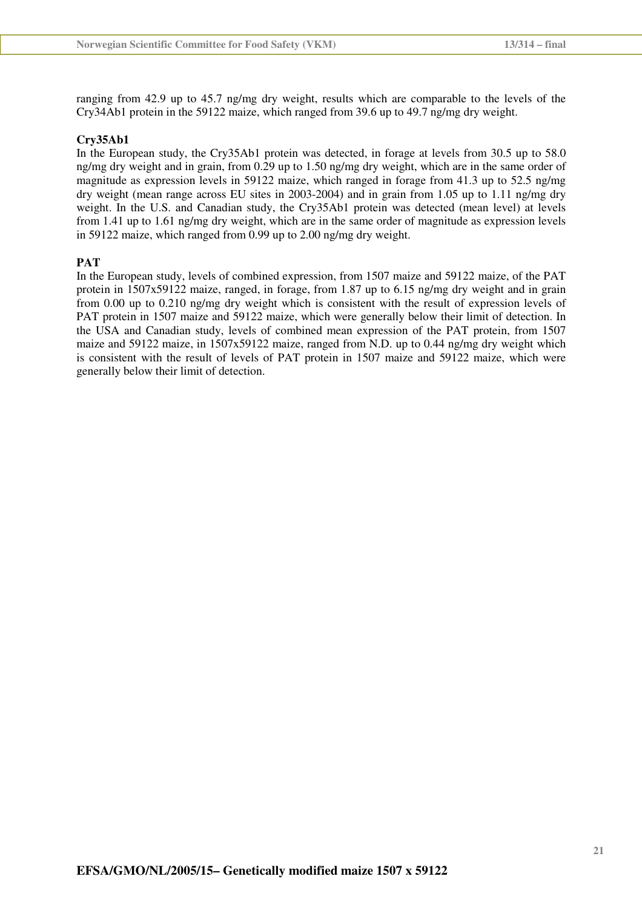ranging from 42.9 up to 45.7 ng/mg dry weight, results which are comparable to the levels of the Cry34Ab1 protein in the 59122 maize, which ranged from 39.6 up to 49.7 ng/mg dry weight.

**Cry35Ab1**

In the European study, the Cry35Ab1 protein was detected, in forage at levels from 30.5 up to 58.0 ng/mg dry weight and in grain, from 0.29 up to 1.50 ng/mg dry weight, which are in the same order of magnitude as expression levels in 59122 maize, which ranged in forage from 41.3 up to 52.5 ng/mg dry weight (mean range across EU sites in 2003-2004) and in grain from 1.05 up to 1.11 ng/mg dry weight. In the U.S. and Canadian study, the Cry35Ab1 protein was detected (mean level) at levels from 1.41 up to 1.61 ng/mg dry weight, which are in the same order of magnitude as expression levels in 59122 maize, which ranged from 0.99 up to 2.00 ng/mg dry weight.

**PAT**

In the European study, levels of combined expression, from 1507 maize and 59122 maize, of the PAT protein in 1507x59122 maize, ranged, in forage, from 1.87 up to 6.15 ng/mg dry weight and in grain from 0.00 up to 0.210 ng/mg dry weight which is consistent with the result of expression levels of PAT protein in 1507 maize and 59122 maize, which were generally below their limit of detection. In the USA and Canadian study, levels of combined mean expression of the PAT protein, from 1507 maize and 59122 maize, in 1507x59122 maize, ranged from N.D. up to 0.44 ng/mg dry weight which is consistent with the result of levels of PAT protein in 1507 maize and 59122 maize, which were generally below their limit of detection.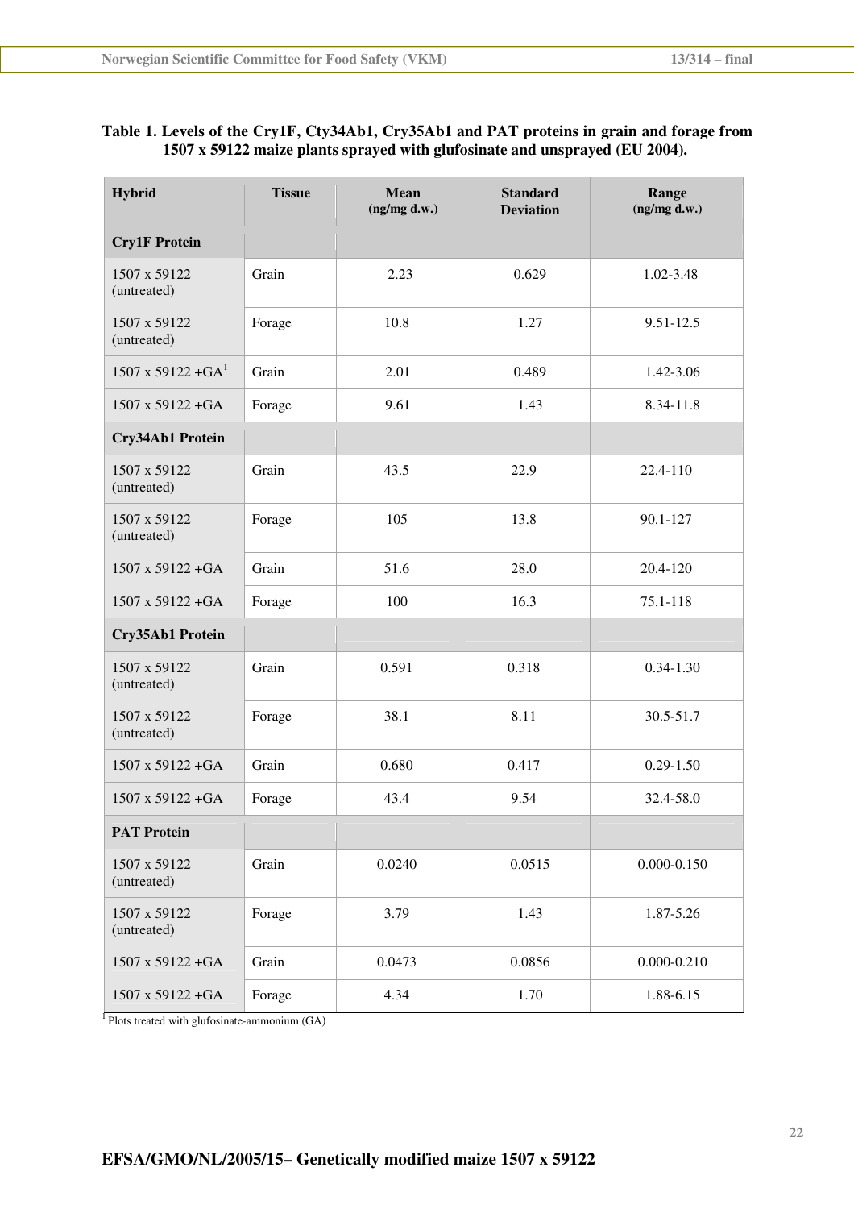**Table 1. Levels of the Cry1F, Cty34Ab1, Cry35Ab1 and PAT proteins in grain and forage from 1507 x 59122 maize plants sprayed with glufosinate and unsprayed (EU 2004).**

| Hybrid | Tissue | Mean (ng/mg d.w.) | Standard Deviation | Range (ng/mg d.w.) |
|---|---|---|---|---|
| **Cry1F Protein** | | | | |
| 1507 x 59122 (untreated) | Grain | 2.23 | 0.629 | 1.02-3.48 |
| 1507 x 59122 (untreated) | Forage | 10.8 | 1.27 | 9.51-12.5 |
| 1507 x 59122 +GA[1] | Grain | 2.01 | 0.489 | 1.42-3.06 |
| 1507 x 59122 +GA | Forage | 9.61 | 1.43 | 8.34-11.8 |
| **Cry34Ab1 Protein** | | | | |
| 1507 x 59122 (untreated) | Grain | 43.5 | 22.9 | 22.4-110 |
| 1507 x 59122 (untreated) | Forage | 105 | 13.8 | 90.1-127 |
| 1507 x 59122 +GA | Grain | 51.6 | 28.0 | 20.4-120 |
| 1507 x 59122 +GA | Forage | 100 | 16.3 | 75.1-118 |
| **Cry35Ab1 Protein** | | | | |
| 1507 x 59122 (untreated) | Grain | 0.591 | 0.318 | 0.34-1.30 |
| 1507 x 59122 (untreated) | Forage | 38.1 | 8.11 | 30.5-51.7 |
| 1507 x 59122 +GA | Grain | 0.680 | 0.417 | 0.29-1.50 |
| 1507 x 59122 +GA | Forage | 43.4 | 9.54 | 32.4-58.0 |
| **PAT Protein** | | | | |
| 1507 x 59122 (untreated) | Grain | 0.0240 | 0.0515 | 0.000-0.150 |
| 1507 x 59122 (untreated) | Forage | 3.79 | 1.43 | 1.87-5.26 |
| 1507 x 59122 +GA | Grain | 0.0473 | 0.0856 | 0.000-0.210 |
| 1507 x 59122 +GA | Forage | 4.34 | 1.70 | 1.88-6.15 |

[1] Plots treated with glufosinate-ammonium (GA)

**EFSA/GMO/NL/2005/15– Genetically modified maize 1507 x 59122**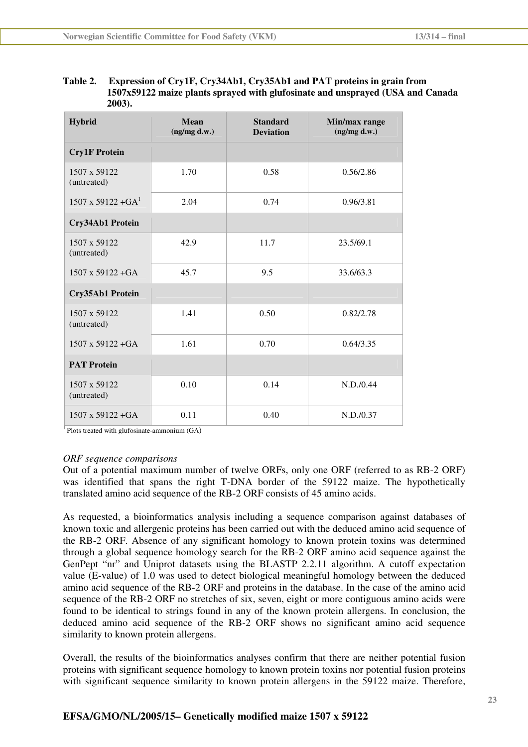**Table 2. Expression of Cry1F, Cry34Ab1, Cry35Ab1 and PAT proteins in grain from 1507x59122 maize plants sprayed with glufosinate and unsprayed (USA and Canada 2003).**

| Hybrid | Mean (ng/mg d.w.) | Standard Deviation | Min/max range (ng/mg d.w.) |
|---|---|---|---|
| **Cry1F Protein** | | | |
| 1507 x 59122 (untreated) | 1.70 | 0.58 | 0.56/2.86 |
| 1507 x 59122 +GA[1] | 2.04 | 0.74 | 0.96/3.81 |
| **Cry34Ab1 Protein** | | | |
| 1507 x 59122 (untreated) | 42.9 | 11.7 | 23.5/69.1 |
| 1507 x 59122 +GA | 45.7 | 9.5 | 33.6/63.3 |
| **Cry35Ab1 Protein** | | | |
| 1507 x 59122 (untreated) | 1.41 | 0.50 | 0.82/2.78 |
| 1507 x 59122 +GA | 1.61 | 0.70 | 0.64/3.35 |
| **PAT Protein** | | | |
| 1507 x 59122 (untreated) | 0.10 | 0.14 | N.D./0.44 |
| 1507 x 59122 +GA | 0.11 | 0.40 | N.D./0.37 |

[1] Plots treated with glufosinate-ammonium (GA)

*ORF sequence comparisons*

Out of a potential maximum number of twelve ORFs, only one ORF (referred to as RB-2 ORF) was identified that spans the right T-DNA border of the 59122 maize. The hypothetically translated amino acid sequence of the RB-2 ORF consists of 45 amino acids.

As requested, a bioinformatics analysis including a sequence comparison against databases of known toxic and allergenic proteins has been carried out with the deduced amino acid sequence of the RB-2 ORF. Absence of any significant homology to known protein toxins was determined through a global sequence homology search for the RB-2 ORF amino acid sequence against the GenPept "nr" and Uniprot datasets using the BLASTP 2.2.11 algorithm. A cutoff expectation value (E-value) of 1.0 was used to detect biological meaningful homology between the deduced amino acid sequence of the RB-2 ORF and proteins in the database. In the case of the amino acid sequence of the RB-2 ORF no stretches of six, seven, eight or more contiguous amino acids were found to be identical to strings found in any of the known protein allergens. In conclusion, the deduced amino acid sequence of the RB-2 ORF shows no significant amino acid sequence similarity to known protein allergens.

Overall, the results of the bioinformatics analyses confirm that there are neither potential fusion proteins with significant sequence homology to known protein toxins nor potential fusion proteins with significant sequence similarity to known protein allergens in the 59122 maize. Therefore,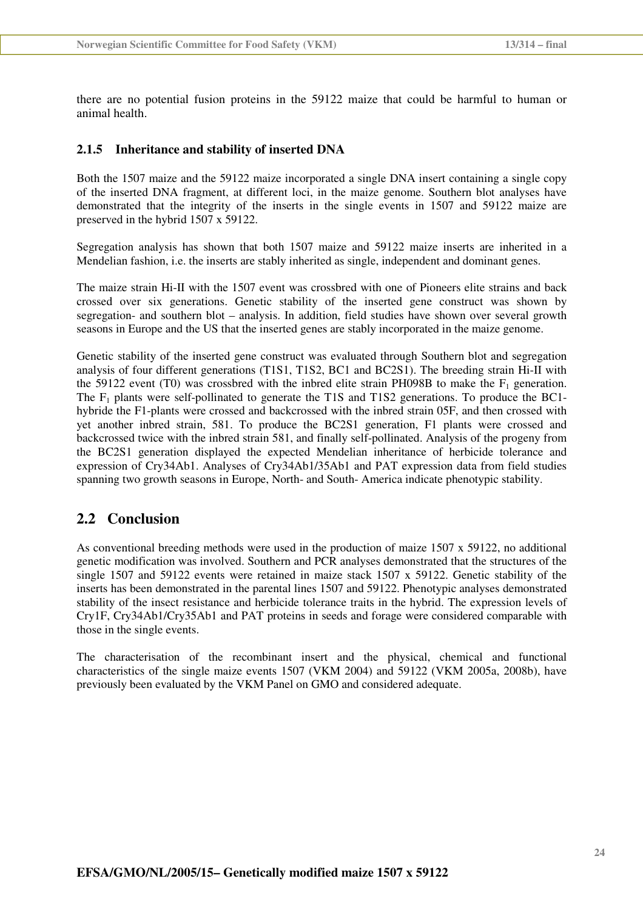there are no potential fusion proteins in the 59122 maize that could be harmful to human or animal health.

### 2.1.5 Inheritance and stability of inserted DNA

Both the 1507 maize and the 59122 maize incorporated a single DNA insert containing a single copy of the inserted DNA fragment, at different loci, in the maize genome. Southern blot analyses have demonstrated that the integrity of the inserts in the single events in 1507 and 59122 maize are preserved in the hybrid 1507 x 59122.

Segregation analysis has shown that both 1507 maize and 59122 maize inserts are inherited in a Mendelian fashion, i.e. the inserts are stably inherited as single, independent and dominant genes.

The maize strain Hi-II with the 1507 event was crossbred with one of Pioneers elite strains and back crossed over six generations. Genetic stability of the inserted gene construct was shown by segregation- and southern blot – analysis. In addition, field studies have shown over several growth seasons in Europe and the US that the inserted genes are stably incorporated in the maize genome.

Genetic stability of the inserted gene construct was evaluated through Southern blot and segregation analysis of four different generations (T1S1, T1S2, BC1 and BC2S1). The breeding strain Hi-II with the 59122 event (T0) was crossbred with the inbred elite strain PH098B to make the $F_1$ generation. The $F_1$ plants were self-pollinated to generate the T1S and T1S2 generations. To produce the BC1-hybride the F1-plants were crossed and backcrossed with the inbred strain 05F, and then crossed with yet another inbred strain, 581. To produce the BC2S1 generation, F1 plants were crossed and backcrossed twice with the inbred strain 581, and finally self-pollinated. Analysis of the progeny from the BC2S1 generation displayed the expected Mendelian inheritance of herbicide tolerance and expression of Cry34Ab1. Analyses of Cry34Ab1/35Ab1 and PAT expression data from field studies spanning two growth seasons in Europe, North- and South- America indicate phenotypic stability.

## 2.2 Conclusion

As conventional breeding methods were used in the production of maize 1507 x 59122, no additional genetic modification was involved. Southern and PCR analyses demonstrated that the structures of the single 1507 and 59122 events were retained in maize stack 1507 x 59122. Genetic stability of the inserts has been demonstrated in the parental lines 1507 and 59122. Phenotypic analyses demonstrated stability of the insect resistance and herbicide tolerance traits in the hybrid. The expression levels of Cry1F, Cry34Ab1/Cry35Ab1 and PAT proteins in seeds and forage were considered comparable with those in the single events.

The characterisation of the recombinant insert and the physical, chemical and functional characteristics of the single maize events 1507 (VKM 2004) and 59122 (VKM 2005a, 2008b), have previously been evaluated by the VKM Panel on GMO and considered adequate.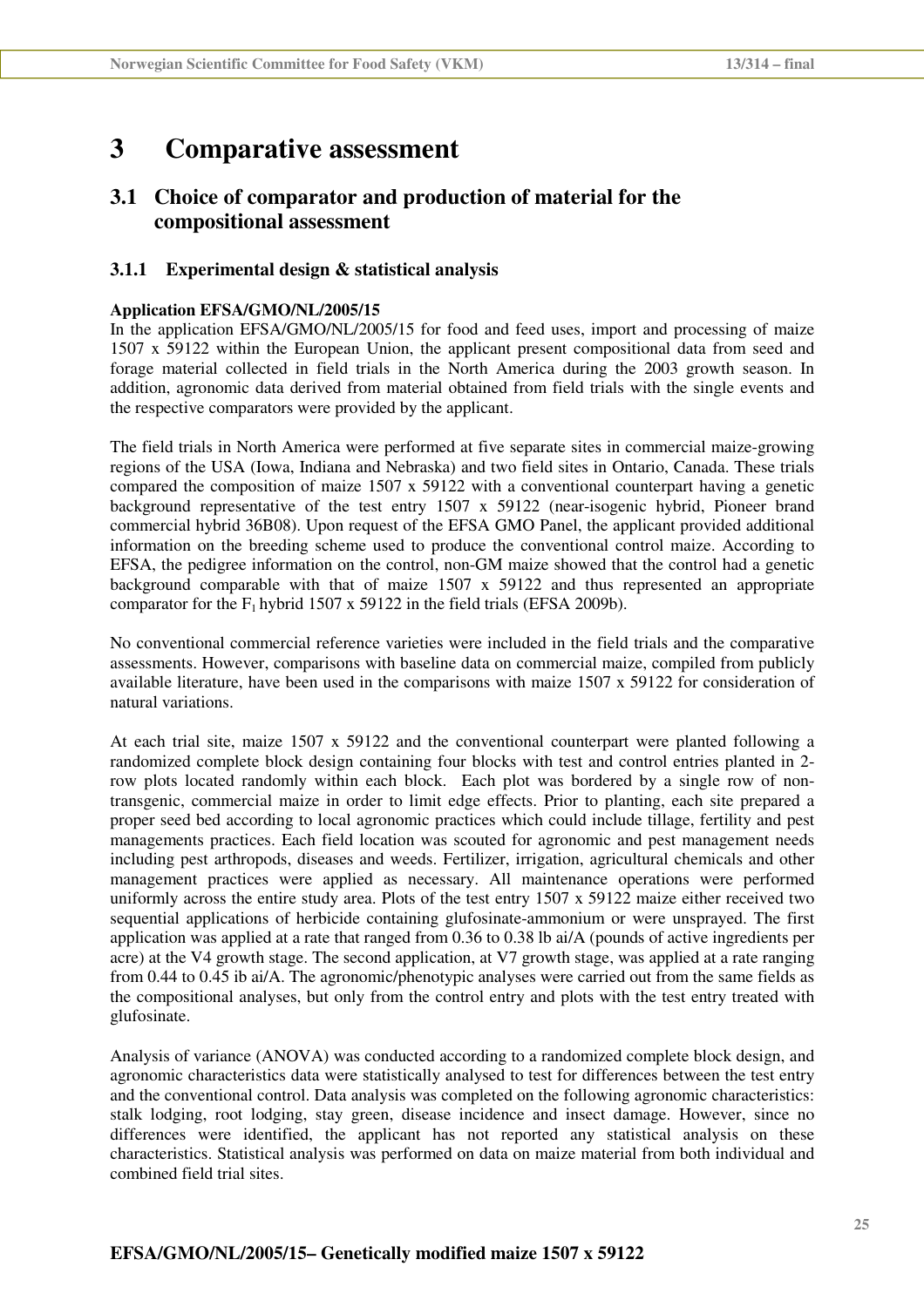# 3 Comparative assessment

## 3.1 Choice of comparator and production of material for the compositional assessment

### 3.1.1 Experimental design & statistical analysis

**Application EFSA/GMO/NL/2005/15**

In the application EFSA/GMO/NL/2005/15 for food and feed uses, import and processing of maize 1507 x 59122 within the European Union, the applicant present compositional data from seed and forage material collected in field trials in the North America during the 2003 growth season. In addition, agronomic data derived from material obtained from field trials with the single events and the respective comparators were provided by the applicant.

The field trials in North America were performed at five separate sites in commercial maize-growing regions of the USA (Iowa, Indiana and Nebraska) and two field sites in Ontario, Canada. These trials compared the composition of maize 1507 x 59122 with a conventional counterpart having a genetic background representative of the test entry 1507 x 59122 (near-isogenic hybrid, Pioneer brand commercial hybrid 36B08). Upon request of the EFSA GMO Panel, the applicant provided additional information on the breeding scheme used to produce the conventional control maize. According to EFSA, the pedigree information on the control, non-GM maize showed that the control had a genetic background comparable with that of maize 1507 x 59122 and thus represented an appropriate comparator for the $F_1$ hybrid 1507 x 59122 in the field trials (EFSA 2009b).

No conventional commercial reference varieties were included in the field trials and the comparative assessments. However, comparisons with baseline data on commercial maize, compiled from publicly available literature, have been used in the comparisons with maize 1507 x 59122 for consideration of natural variations.

At each trial site, maize 1507 x 59122 and the conventional counterpart were planted following a randomized complete block design containing four blocks with test and control entries planted in 2-row plots located randomly within each block. Each plot was bordered by a single row of non-transgenic, commercial maize in order to limit edge effects. Prior to planting, each site prepared a proper seed bed according to local agronomic practices which could include tillage, fertility and pest managements practices. Each field location was scouted for agronomic and pest management needs including pest arthropods, diseases and weeds. Fertilizer, irrigation, agricultural chemicals and other management practices were applied as necessary. All maintenance operations were performed uniformly across the entire study area. Plots of the test entry 1507 x 59122 maize either received two sequential applications of herbicide containing glufosinate-ammonium or were unsprayed. The first application was applied at a rate that ranged from 0.36 to 0.38 lb ai/A (pounds of active ingredients per acre) at the V4 growth stage. The second application, at V7 growth stage, was applied at a rate ranging from 0.44 to 0.45 ib ai/A. The agronomic/phenotypic analyses were carried out from the same fields as the compositional analyses, but only from the control entry and plots with the test entry treated with glufosinate.

Analysis of variance (ANOVA) was conducted according to a randomized complete block design, and agronomic characteristics data were statistically analysed to test for differences between the test entry and the conventional control. Data analysis was completed on the following agronomic characteristics: stalk lodging, root lodging, stay green, disease incidence and insect damage. However, since no differences were identified, the applicant has not reported any statistical analysis on these characteristics. Statistical analysis was performed on data on maize material from both individual and combined field trial sites.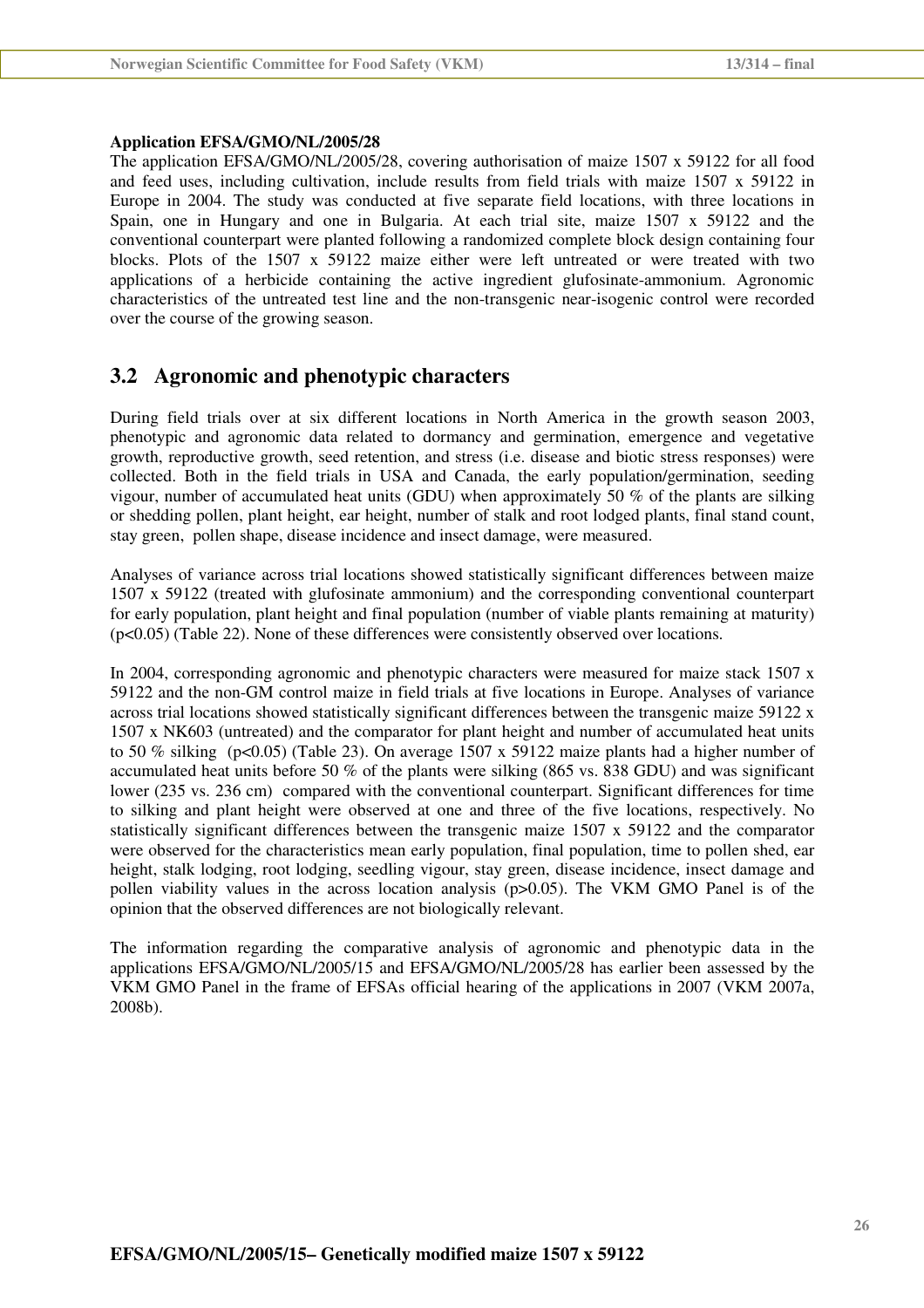**Application EFSA/GMO/NL/2005/28**

The application EFSA/GMO/NL/2005/28, covering authorisation of maize 1507 x 59122 for all food and feed uses, including cultivation, include results from field trials with maize 1507 x 59122 in Europe in 2004. The study was conducted at five separate field locations, with three locations in Spain, one in Hungary and one in Bulgaria. At each trial site, maize 1507 x 59122 and the conventional counterpart were planted following a randomized complete block design containing four blocks. Plots of the 1507 x 59122 maize either were left untreated or were treated with two applications of a herbicide containing the active ingredient glufosinate-ammonium. Agronomic characteristics of the untreated test line and the non-transgenic near-isogenic control were recorded over the course of the growing season.

## 3.2 Agronomic and phenotypic characters

During field trials over at six different locations in North America in the growth season 2003, phenotypic and agronomic data related to dormancy and germination, emergence and vegetative growth, reproductive growth, seed retention, and stress (i.e. disease and biotic stress responses) were collected. Both in the field trials in USA and Canada, the early population/germination, seeding vigour, number of accumulated heat units (GDU) when approximately 50 % of the plants are silking or shedding pollen, plant height, ear height, number of stalk and root lodged plants, final stand count, stay green, pollen shape, disease incidence and insect damage, were measured.

Analyses of variance across trial locations showed statistically significant differences between maize 1507 x 59122 (treated with glufosinate ammonium) and the corresponding conventional counterpart for early population, plant height and final population (number of viable plants remaining at maturity) ($p<0.05$) (Table 22). None of these differences were consistently observed over locations.

In 2004, corresponding agronomic and phenotypic characters were measured for maize stack 1507 x 59122 and the non-GM control maize in field trials at five locations in Europe. Analyses of variance across trial locations showed statistically significant differences between the transgenic maize 59122 x 1507 x NK603 (untreated) and the comparator for plant height and number of accumulated heat units to 50 % silking ($p<0.05$) (Table 23). On average 1507 x 59122 maize plants had a higher number of accumulated heat units before 50 % of the plants were silking (865 vs. 838 GDU) and was significant lower (235 vs. 236 cm) compared with the conventional counterpart. Significant differences for time to silking and plant height were observed at one and three of the five locations, respectively. No statistically significant differences between the transgenic maize 1507 x 59122 and the comparator were observed for the characteristics mean early population, final population, time to pollen shed, ear height, stalk lodging, root lodging, seedling vigour, stay green, disease incidence, insect damage and pollen viability values in the across location analysis ($p>0.05$). The VKM GMO Panel is of the opinion that the observed differences are not biologically relevant.

The information regarding the comparative analysis of agronomic and phenotypic data in the applications EFSA/GMO/NL/2005/15 and EFSA/GMO/NL/2005/28 has earlier been assessed by the VKM GMO Panel in the frame of EFSAs official hearing of the applications in 2007 (VKM 2007a, 2008b).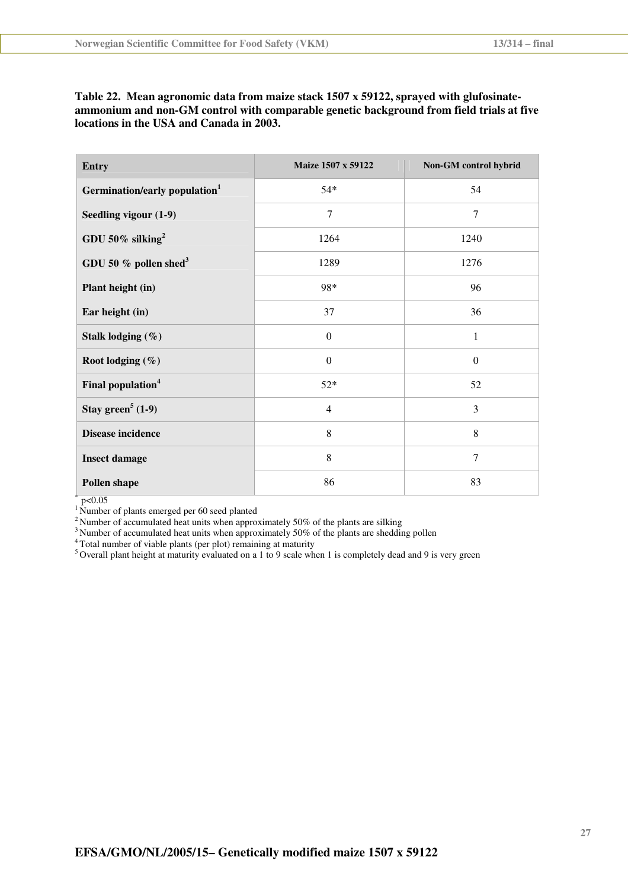**Table 22. Mean agronomic data from maize stack 1507 x 59122, sprayed with glufosinate-ammonium and non-GM control with comparable genetic background from field trials at five locations in the USA and Canada in 2003.**

| Entry | Maize 1507 x 59122 | Non-GM control hybrid |
|---|---|---|
| Germination/early population[1] | 54* | 54 |
| Seedling vigour (1-9) | 7 | 7 |
| GDU 50% silking[2] | 1264 | 1240 |
| GDU 50 % pollen shed[3] | 1289 | 1276 |
| Plant height (in) | 98* | 96 |
| Ear height (in) | 37 | 36 |
| Stalk lodging (%) | 0 | 1 |
| Root lodging (%) | 0 | 0 |
| Final population[4] | 52* | 52 |
| Stay green[5] (1-9) | 4 | 3 |
| Disease incidence | 8 | 8 |
| Insect damage | 8 | 7 |
| Pollen shape | 86 | 83 |

* $p<0.05$

[1] Number of plants emerged per 60 seed planted

[2] Number of accumulated heat units when approximately 50% of the plants are silking

[3] Number of accumulated heat units when approximately 50% of the plants are shedding pollen

[4] Total number of viable plants (per plot) remaining at maturity

[5] Overall plant height at maturity evaluated on a 1 to 9 scale when 1 is completely dead and 9 is very green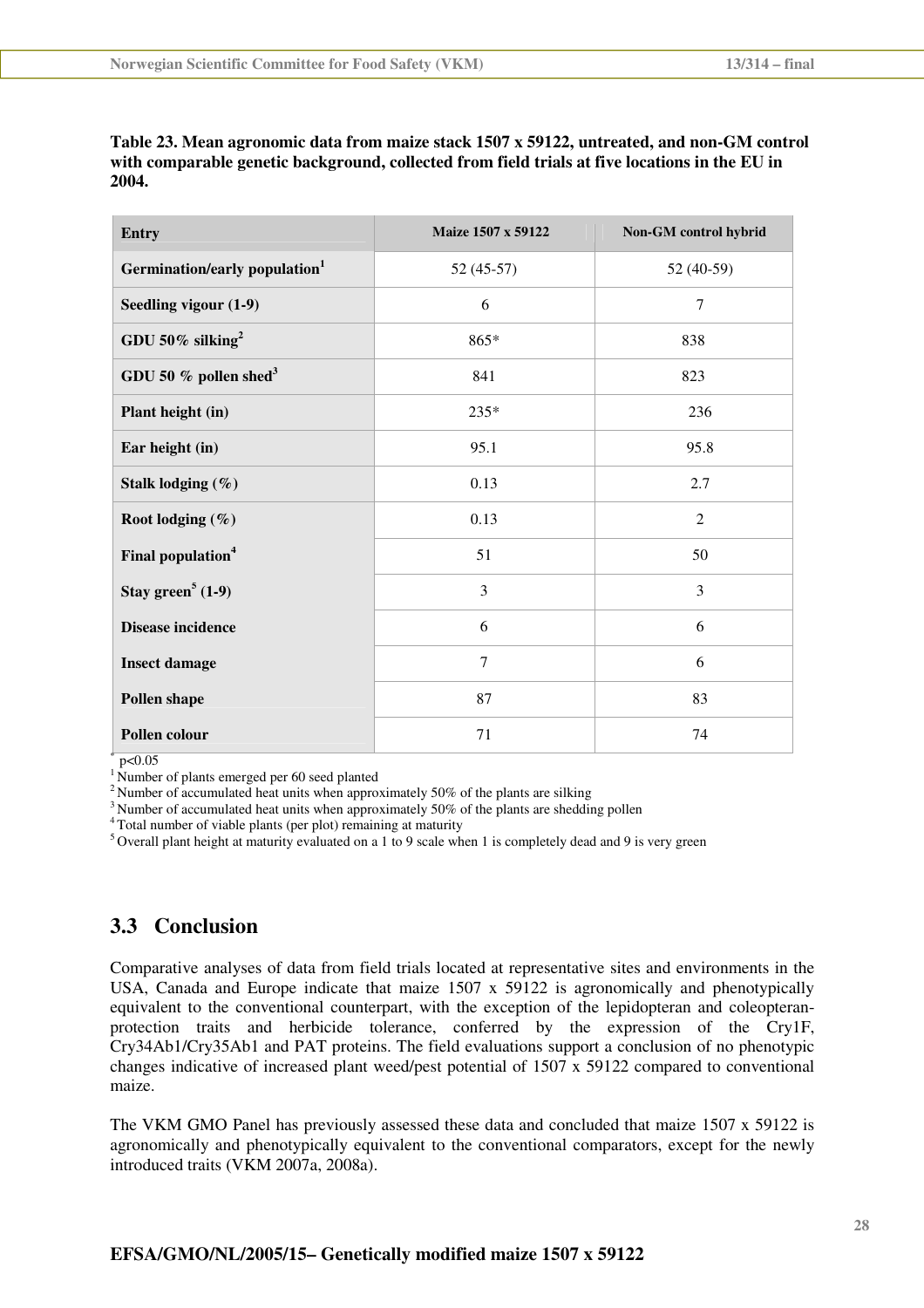**Table 23. Mean agronomic data from maize stack 1507 x 59122, untreated, and non-GM control with comparable genetic background, collected from field trials at five locations in the EU in 2004.**

| Entry | Maize 1507 x 59122 | Non-GM control hybrid |
|---|---|---|
| Germination/early population[1] | 52 (45-57) | 52 (40-59) |
| Seedling vigour (1-9) | 6 | 7 |
| GDU 50% silking[2] | 865* | 838 |
| GDU 50 % pollen shed[3] | 841 | 823 |
| Plant height (in) | 235* | 236 |
| Ear height (in) | 95.1 | 95.8 |
| Stalk lodging (%) | 0.13 | 2.7 |
| Root lodging (%) | 0.13 | 2 |
| Final population[4] | 51 | 50 |
| Stay green[5] (1-9) | 3 | 3 |
| Disease incidence | 6 | 6 |
| Insect damage | 7 | 6 |
| Pollen shape | 87 | 83 |
| Pollen colour | 71 | 74 |

\* $p<0.05$

[1] Number of plants emerged per 60 seed planted

[2] Number of accumulated heat units when approximately 50% of the plants are silking

[3] Number of accumulated heat units when approximately 50% of the plants are shedding pollen

[4] Total number of viable plants (per plot) remaining at maturity

[5] Overall plant height at maturity evaluated on a 1 to 9 scale when 1 is completely dead and 9 is very green

## 3.3 Conclusion

Comparative analyses of data from field trials located at representative sites and environments in the USA, Canada and Europe indicate that maize 1507 x 59122 is agronomically and phenotypically equivalent to the conventional counterpart, with the exception of the lepidopteran and coleopteran-protection traits and herbicide tolerance, conferred by the expression of the Cry1F, Cry34Ab1/Cry35Ab1 and PAT proteins. The field evaluations support a conclusion of no phenotypic changes indicative of increased plant weed/pest potential of 1507 x 59122 compared to conventional maize.

The VKM GMO Panel has previously assessed these data and concluded that maize 1507 x 59122 is agronomically and phenotypically equivalent to the conventional comparators, except for the newly introduced traits (VKM 2007a, 2008a).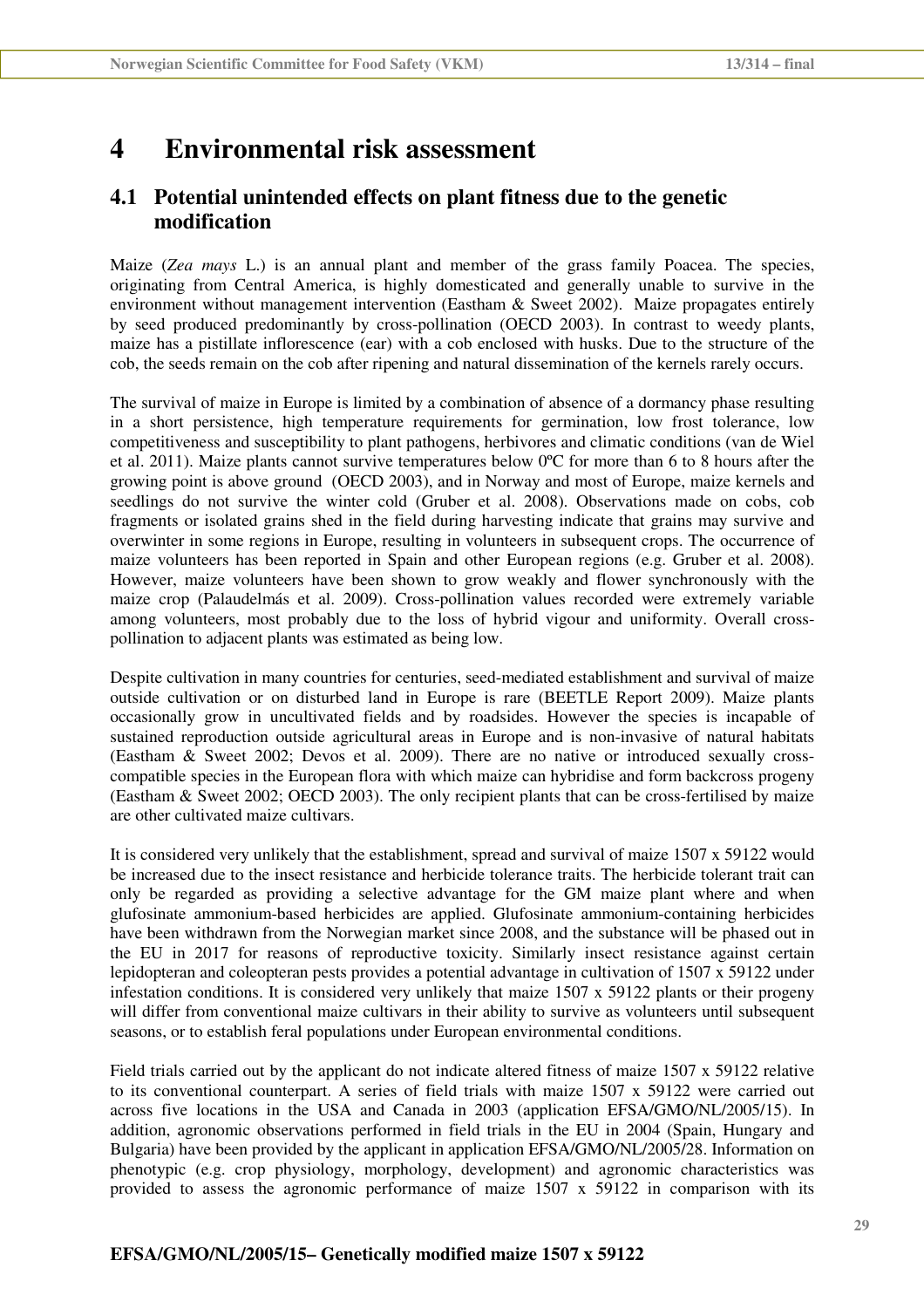# 4 Environmental risk assessment

## 4.1 Potential unintended effects on plant fitness due to the genetic modification

Maize (*Zea mays* L.) is an annual plant and member of the grass family Poacea. The species, originating from Central America, is highly domesticated and generally unable to survive in the environment without management intervention (Eastham & Sweet 2002). Maize propagates entirely by seed produced predominantly by cross-pollination (OECD 2003). In contrast to weedy plants, maize has a pistillate inflorescence (ear) with a cob enclosed with husks. Due to the structure of the cob, the seeds remain on the cob after ripening and natural dissemination of the kernels rarely occurs.

The survival of maize in Europe is limited by a combination of absence of a dormancy phase resulting in a short persistence, high temperature requirements for germination, low frost tolerance, low competitiveness and susceptibility to plant pathogens, herbivores and climatic conditions (van de Wiel et al. 2011). Maize plants cannot survive temperatures below 0ºC for more than 6 to 8 hours after the growing point is above ground (OECD 2003), and in Norway and most of Europe, maize kernels and seedlings do not survive the winter cold (Gruber et al. 2008). Observations made on cobs, cob fragments or isolated grains shed in the field during harvesting indicate that grains may survive and overwinter in some regions in Europe, resulting in volunteers in subsequent crops. The occurrence of maize volunteers has been reported in Spain and other European regions (e.g. Gruber et al. 2008). However, maize volunteers have been shown to grow weakly and flower synchronously with the maize crop (Palaudelmás et al. 2009). Cross-pollination values recorded were extremely variable among volunteers, most probably due to the loss of hybrid vigour and uniformity. Overall cross-pollination to adjacent plants was estimated as being low.

Despite cultivation in many countries for centuries, seed-mediated establishment and survival of maize outside cultivation or on disturbed land in Europe is rare (BEETLE Report 2009). Maize plants occasionally grow in uncultivated fields and by roadsides. However the species is incapable of sustained reproduction outside agricultural areas in Europe and is non-invasive of natural habitats (Eastham & Sweet 2002; Devos et al. 2009). There are no native or introduced sexually cross-compatible species in the European flora with which maize can hybridise and form backcross progeny (Eastham & Sweet 2002; OECD 2003). The only recipient plants that can be cross-fertilised by maize are other cultivated maize cultivars.

It is considered very unlikely that the establishment, spread and survival of maize 1507 x 59122 would be increased due to the insect resistance and herbicide tolerance traits. The herbicide tolerant trait can only be regarded as providing a selective advantage for the GM maize plant where and when glufosinate ammonium-based herbicides are applied. Glufosinate ammonium-containing herbicides have been withdrawn from the Norwegian market since 2008, and the substance will be phased out in the EU in 2017 for reasons of reproductive toxicity. Similarly insect resistance against certain lepidopteran and coleopteran pests provides a potential advantage in cultivation of 1507 x 59122 under infestation conditions. It is considered very unlikely that maize 1507 x 59122 plants or their progeny will differ from conventional maize cultivars in their ability to survive as volunteers until subsequent seasons, or to establish feral populations under European environmental conditions.

Field trials carried out by the applicant do not indicate altered fitness of maize 1507 x 59122 relative to its conventional counterpart. A series of field trials with maize 1507 x 59122 were carried out across five locations in the USA and Canada in 2003 (application EFSA/GMO/NL/2005/15). In addition, agronomic observations performed in field trials in the EU in 2004 (Spain, Hungary and Bulgaria) have been provided by the applicant in application EFSA/GMO/NL/2005/28. Information on phenotypic (e.g. crop physiology, morphology, development) and agronomic characteristics was provided to assess the agronomic performance of maize 1507 x 59122 in comparison with its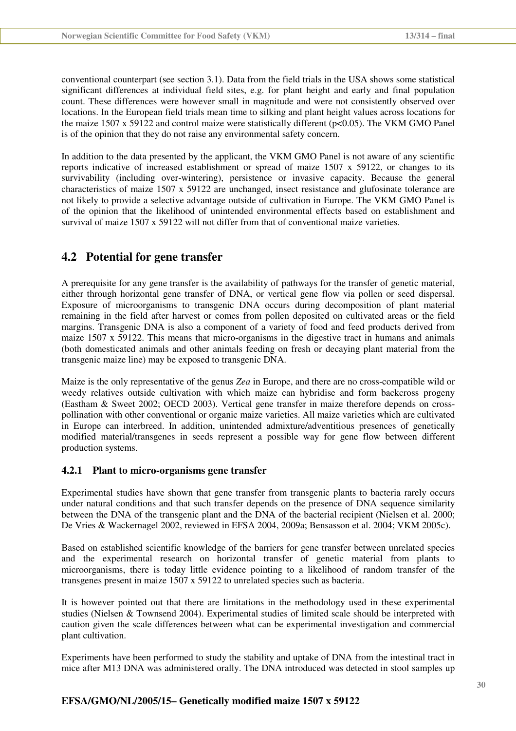conventional counterpart (see section 3.1). Data from the field trials in the USA shows some statistical significant differences at individual field sites, e.g. for plant height and early and final population count. These differences were however small in magnitude and were not consistently observed over locations. In the European field trials mean time to silking and plant height values across locations for the maize 1507 x 59122 and control maize were statistically different ($p<0.05$). The VKM GMO Panel is of the opinion that they do not raise any environmental safety concern.

In addition to the data presented by the applicant, the VKM GMO Panel is not aware of any scientific reports indicative of increased establishment or spread of maize 1507 x 59122, or changes to its survivability (including over-wintering), persistence or invasive capacity. Because the general characteristics of maize 1507 x 59122 are unchanged, insect resistance and glufosinate tolerance are not likely to provide a selective advantage outside of cultivation in Europe. The VKM GMO Panel is of the opinion that the likelihood of unintended environmental effects based on establishment and survival of maize 1507 x 59122 will not differ from that of conventional maize varieties.

## 4.2 Potential for gene transfer

A prerequisite for any gene transfer is the availability of pathways for the transfer of genetic material, either through horizontal gene transfer of DNA, or vertical gene flow via pollen or seed dispersal. Exposure of microorganisms to transgenic DNA occurs during decomposition of plant material remaining in the field after harvest or comes from pollen deposited on cultivated areas or the field margins. Transgenic DNA is also a component of a variety of food and feed products derived from maize 1507 x 59122. This means that micro-organisms in the digestive tract in humans and animals (both domesticated animals and other animals feeding on fresh or decaying plant material from the transgenic maize line) may be exposed to transgenic DNA.

Maize is the only representative of the genus *Zea* in Europe, and there are no cross-compatible wild or weedy relatives outside cultivation with which maize can hybridise and form backcross progeny (Eastham & Sweet 2002; OECD 2003). Vertical gene transfer in maize therefore depends on cross-pollination with other conventional or organic maize varieties. All maize varieties which are cultivated in Europe can interbreed. In addition, unintended admixture/adventitious presences of genetically modified material/transgenes in seeds represent a possible way for gene flow between different production systems.

### 4.2.1 Plant to micro-organisms gene transfer

Experimental studies have shown that gene transfer from transgenic plants to bacteria rarely occurs under natural conditions and that such transfer depends on the presence of DNA sequence similarity between the DNA of the transgenic plant and the DNA of the bacterial recipient (Nielsen et al. 2000; De Vries & Wackernagel 2002, reviewed in EFSA 2004, 2009a; Bensasson et al. 2004; VKM 2005c).

Based on established scientific knowledge of the barriers for gene transfer between unrelated species and the experimental research on horizontal transfer of genetic material from plants to microorganisms, there is today little evidence pointing to a likelihood of random transfer of the transgenes present in maize 1507 x 59122 to unrelated species such as bacteria.

It is however pointed out that there are limitations in the methodology used in these experimental studies (Nielsen & Townsend 2004). Experimental studies of limited scale should be interpreted with caution given the scale differences between what can be experimental investigation and commercial plant cultivation.

Experiments have been performed to study the stability and uptake of DNA from the intestinal tract in mice after M13 DNA was administered orally. The DNA introduced was detected in stool samples up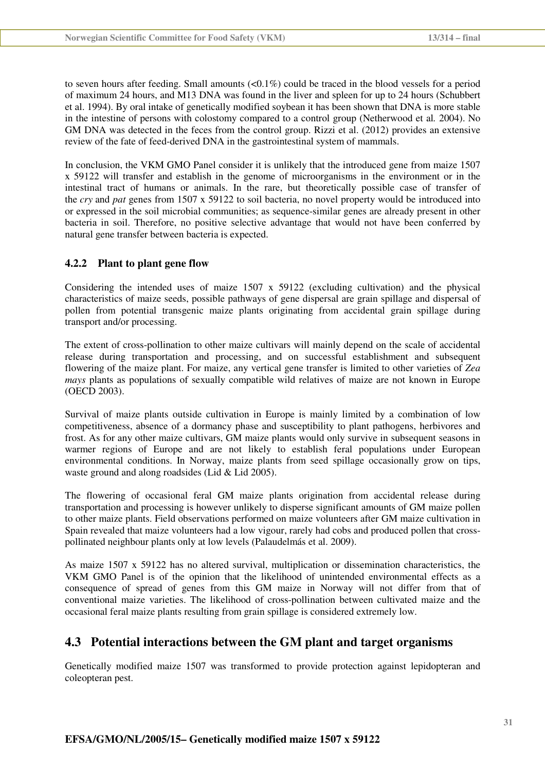to seven hours after feeding. Small amounts (<0.1%) could be traced in the blood vessels for a period of maximum 24 hours, and M13 DNA was found in the liver and spleen for up to 24 hours (Schubbert et al. 1994). By oral intake of genetically modified soybean it has been shown that DNA is more stable in the intestine of persons with colostomy compared to a control group (Netherwood et al*.* 2004). No GM DNA was detected in the feces from the control group. Rizzi et al. (2012) provides an extensive review of the fate of feed-derived DNA in the gastrointestinal system of mammals.

In conclusion, the VKM GMO Panel consider it is unlikely that the introduced gene from maize 1507 x 59122 will transfer and establish in the genome of microorganisms in the environment or in the intestinal tract of humans or animals. In the rare, but theoretically possible case of transfer of the *cry* and *pat* genes from 1507 x 59122 to soil bacteria, no novel property would be introduced into or expressed in the soil microbial communities; as sequence-similar genes are already present in other bacteria in soil. Therefore, no positive selective advantage that would not have been conferred by natural gene transfer between bacteria is expected.

### 4.2.2 Plant to plant gene flow

Considering the intended uses of maize 1507 x 59122 (excluding cultivation) and the physical characteristics of maize seeds, possible pathways of gene dispersal are grain spillage and dispersal of pollen from potential transgenic maize plants originating from accidental grain spillage during transport and/or processing.

The extent of cross-pollination to other maize cultivars will mainly depend on the scale of accidental release during transportation and processing, and on successful establishment and subsequent flowering of the maize plant. For maize, any vertical gene transfer is limited to other varieties of *Zea mays* plants as populations of sexually compatible wild relatives of maize are not known in Europe (OECD 2003).

Survival of maize plants outside cultivation in Europe is mainly limited by a combination of low competitiveness, absence of a dormancy phase and susceptibility to plant pathogens, herbivores and frost. As for any other maize cultivars, GM maize plants would only survive in subsequent seasons in warmer regions of Europe and are not likely to establish feral populations under European environmental conditions. In Norway, maize plants from seed spillage occasionally grow on tips, waste ground and along roadsides (Lid & Lid 2005).

The flowering of occasional feral GM maize plants origination from accidental release during transportation and processing is however unlikely to disperse significant amounts of GM maize pollen to other maize plants. Field observations performed on maize volunteers after GM maize cultivation in Spain revealed that maize volunteers had a low vigour, rarely had cobs and produced pollen that cross-pollinated neighbour plants only at low levels (Palaudelmás et al. 2009).

As maize 1507 x 59122 has no altered survival, multiplication or dissemination characteristics, the VKM GMO Panel is of the opinion that the likelihood of unintended environmental effects as a consequence of spread of genes from this GM maize in Norway will not differ from that of conventional maize varieties. The likelihood of cross-pollination between cultivated maize and the occasional feral maize plants resulting from grain spillage is considered extremely low.

## 4.3 Potential interactions between the GM plant and target organisms

Genetically modified maize 1507 was transformed to provide protection against lepidopteran and coleopteran pest.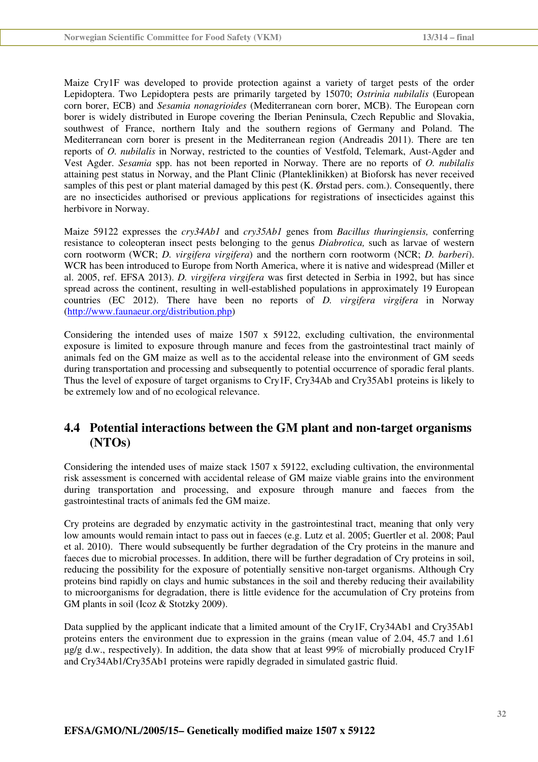Maize Cry1F was developed to provide protection against a variety of target pests of the order Lepidoptera. Two Lepidoptera pests are primarily targeted by 15070; *Ostrinia nubilalis* (European corn borer, ECB) and *Sesamia nonagrioides* (Mediterranean corn borer, MCB). The European corn borer is widely distributed in Europe covering the Iberian Peninsula, Czech Republic and Slovakia, southwest of France, northern Italy and the southern regions of Germany and Poland. The Mediterranean corn borer is present in the Mediterranean region (Andreadis 2011). There are ten reports of *O. nubilalis* in Norway, restricted to the counties of Vestfold, Telemark, Aust-Agder and Vest Agder. *Sesamia* spp. has not been reported in Norway. There are no reports of *O. nubilalis* attaining pest status in Norway, and the Plant Clinic (Planteklinikken) at Bioforsk has never received samples of this pest or plant material damaged by this pest (K. Ørstad pers. com.). Consequently, there are no insecticides authorised or previous applications for registrations of insecticides against this herbivore in Norway.

Maize 59122 expresses the *cry34Ab1* and *cry35Ab1* genes from *Bacillus thuringiensis,* conferring resistance to coleopteran insect pests belonging to the genus *Diabrotica,* such as larvae of western corn rootworm (WCR; *D. virgifera virgifera*) and the northern corn rootworm (NCR; *D. barberi*). WCR has been introduced to Europe from North America, where it is native and widespread (Miller et al. 2005, ref. EFSA 2013). *D. virgifera virgifera* was first detected in Serbia in 1992, but has since spread across the continent, resulting in well-established populations in approximately 19 European countries (EC 2012). There have been no reports of *D. virgifera virgifera* in Norway (http://www.faunaeur.org/distribution.php)

Considering the intended uses of maize 1507 x 59122, excluding cultivation, the environmental exposure is limited to exposure through manure and feces from the gastrointestinal tract mainly of animals fed on the GM maize as well as to the accidental release into the environment of GM seeds during transportation and processing and subsequently to potential occurrence of sporadic feral plants. Thus the level of exposure of target organisms to Cry1F, Cry34Ab and Cry35Ab1 proteins is likely to be extremely low and of no ecological relevance.

## 4.4 Potential interactions between the GM plant and non-target organisms (NTOs)

Considering the intended uses of maize stack 1507 x 59122, excluding cultivation, the environmental risk assessment is concerned with accidental release of GM maize viable grains into the environment during transportation and processing, and exposure through manure and faeces from the gastrointestinal tracts of animals fed the GM maize.

Cry proteins are degraded by enzymatic activity in the gastrointestinal tract, meaning that only very low amounts would remain intact to pass out in faeces (e.g. Lutz et al. 2005; Guertler et al. 2008; Paul et al. 2010). There would subsequently be further degradation of the Cry proteins in the manure and faeces due to microbial processes. In addition, there will be further degradation of Cry proteins in soil, reducing the possibility for the exposure of potentially sensitive non-target organisms. Although Cry proteins bind rapidly on clays and humic substances in the soil and thereby reducing their availability to microorganisms for degradation, there is little evidence for the accumulation of Cry proteins from GM plants in soil (Icoz & Stotzky 2009).

Data supplied by the applicant indicate that a limited amount of the Cry1F, Cry34Ab1 and Cry35Ab1 proteins enters the environment due to expression in the grains (mean value of 2.04, 45.7 and 1.61 µg/g d.w., respectively). In addition, the data show that at least 99% of microbially produced Cry1F and Cry34Ab1/Cry35Ab1 proteins were rapidly degraded in simulated gastric fluid.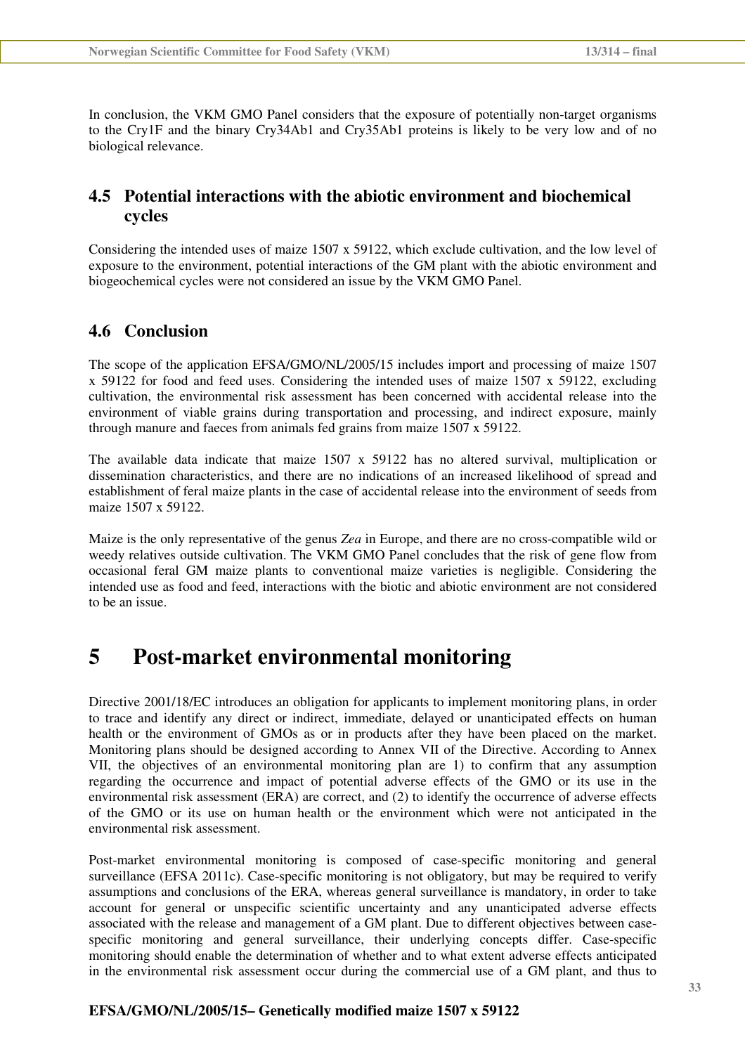In conclusion, the VKM GMO Panel considers that the exposure of potentially non-target organisms to the Cry1F and the binary Cry34Ab1 and Cry35Ab1 proteins is likely to be very low and of no biological relevance.

## 4.5 Potential interactions with the abiotic environment and biochemical cycles

Considering the intended uses of maize 1507 x 59122, which exclude cultivation, and the low level of exposure to the environment, potential interactions of the GM plant with the abiotic environment and biogeochemical cycles were not considered an issue by the VKM GMO Panel.

## 4.6 Conclusion

The scope of the application EFSA/GMO/NL/2005/15 includes import and processing of maize 1507 x 59122 for food and feed uses. Considering the intended uses of maize 1507 x 59122, excluding cultivation, the environmental risk assessment has been concerned with accidental release into the environment of viable grains during transportation and processing, and indirect exposure, mainly through manure and faeces from animals fed grains from maize 1507 x 59122.

The available data indicate that maize 1507 x 59122 has no altered survival, multiplication or dissemination characteristics, and there are no indications of an increased likelihood of spread and establishment of feral maize plants in the case of accidental release into the environment of seeds from maize 1507 x 59122.

Maize is the only representative of the genus *Zea* in Europe, and there are no cross-compatible wild or weedy relatives outside cultivation. The VKM GMO Panel concludes that the risk of gene flow from occasional feral GM maize plants to conventional maize varieties is negligible. Considering the intended use as food and feed, interactions with the biotic and abiotic environment are not considered to be an issue.

# 5 Post-market environmental monitoring

Directive 2001/18/EC introduces an obligation for applicants to implement monitoring plans, in order to trace and identify any direct or indirect, immediate, delayed or unanticipated effects on human health or the environment of GMOs as or in products after they have been placed on the market. Monitoring plans should be designed according to Annex VII of the Directive. According to Annex VII, the objectives of an environmental monitoring plan are 1) to confirm that any assumption regarding the occurrence and impact of potential adverse effects of the GMO or its use in the environmental risk assessment (ERA) are correct, and (2) to identify the occurrence of adverse effects of the GMO or its use on human health or the environment which were not anticipated in the environmental risk assessment.

Post-market environmental monitoring is composed of case-specific monitoring and general surveillance (EFSA 2011c). Case-specific monitoring is not obligatory, but may be required to verify assumptions and conclusions of the ERA, whereas general surveillance is mandatory, in order to take account for general or unspecific scientific uncertainty and any unanticipated adverse effects associated with the release and management of a GM plant. Due to different objectives between case-specific monitoring and general surveillance, their underlying concepts differ. Case-specific monitoring should enable the determination of whether and to what extent adverse effects anticipated in the environmental risk assessment occur during the commercial use of a GM plant, and thus to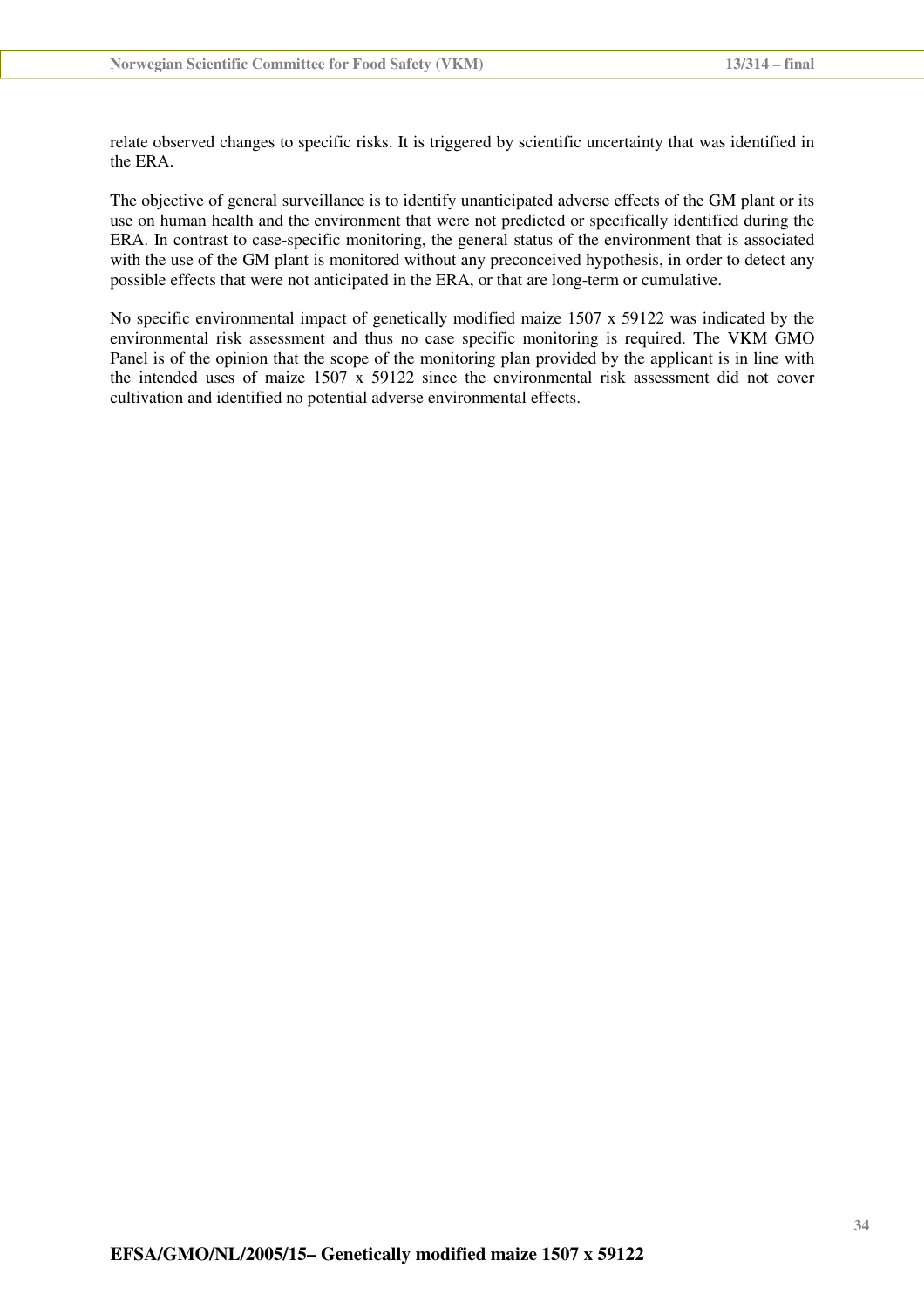relate observed changes to specific risks. It is triggered by scientific uncertainty that was identified in the ERA.

The objective of general surveillance is to identify unanticipated adverse effects of the GM plant or its use on human health and the environment that were not predicted or specifically identified during the ERA. In contrast to case-specific monitoring, the general status of the environment that is associated with the use of the GM plant is monitored without any preconceived hypothesis, in order to detect any possible effects that were not anticipated in the ERA, or that are long-term or cumulative.

No specific environmental impact of genetically modified maize 1507 x 59122 was indicated by the environmental risk assessment and thus no case specific monitoring is required. The VKM GMO Panel is of the opinion that the scope of the monitoring plan provided by the applicant is in line with the intended uses of maize 1507 x 59122 since the environmental risk assessment did not cover cultivation and identified no potential adverse environmental effects.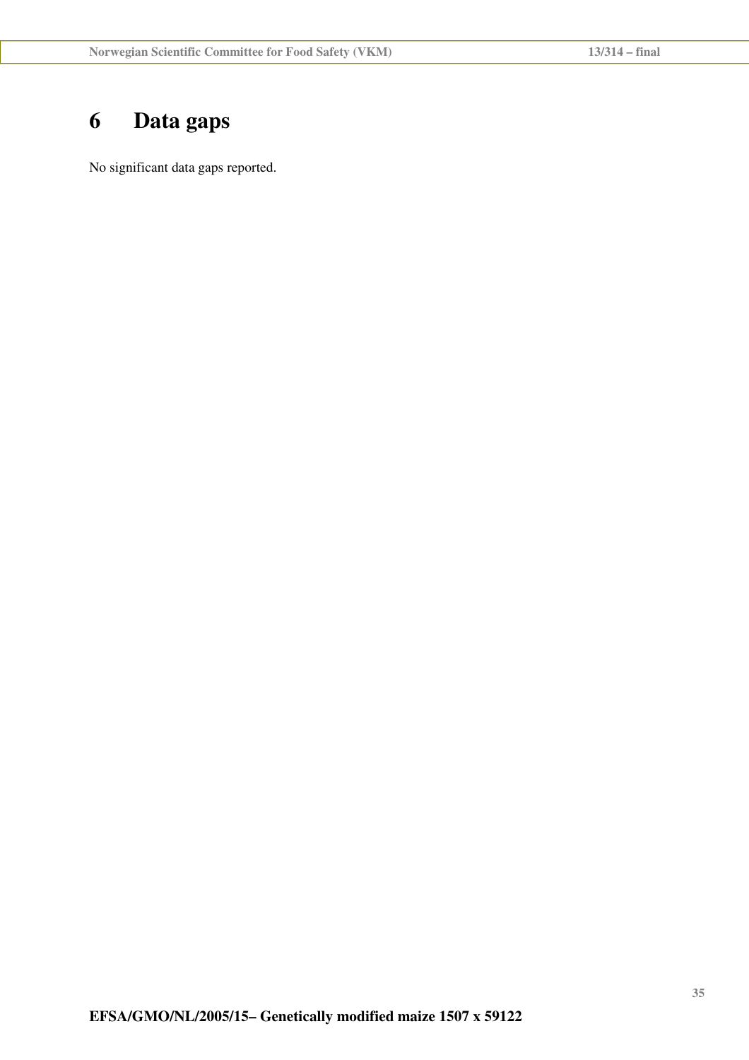# 6 Data gaps

No significant data gaps reported.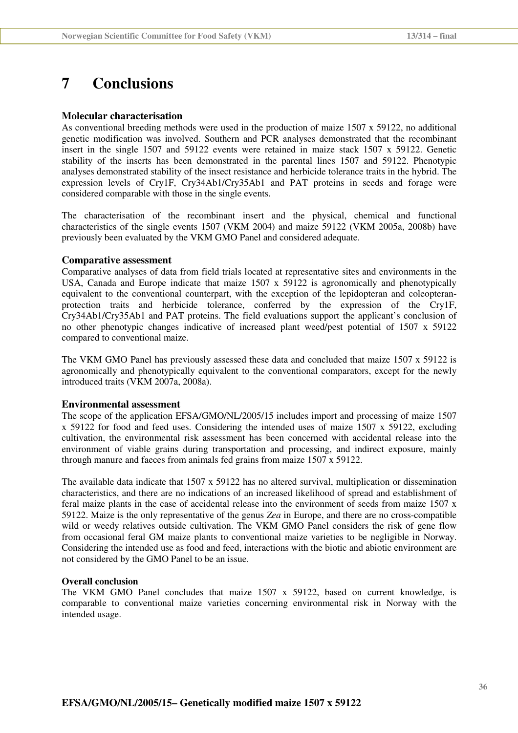# 7 Conclusions

**Molecular characterisation**

As conventional breeding methods were used in the production of maize 1507 x 59122, no additional genetic modification was involved. Southern and PCR analyses demonstrated that the recombinant insert in the single 1507 and 59122 events were retained in maize stack 1507 x 59122. Genetic stability of the inserts has been demonstrated in the parental lines 1507 and 59122. Phenotypic analyses demonstrated stability of the insect resistance and herbicide tolerance traits in the hybrid. The expression levels of Cry1F, Cry34Ab1/Cry35Ab1 and PAT proteins in seeds and forage were considered comparable with those in the single events.

The characterisation of the recombinant insert and the physical, chemical and functional characteristics of the single events 1507 (VKM 2004) and maize 59122 (VKM 2005a, 2008b) have previously been evaluated by the VKM GMO Panel and considered adequate.

**Comparative assessment**

Comparative analyses of data from field trials located at representative sites and environments in the USA, Canada and Europe indicate that maize 1507 x 59122 is agronomically and phenotypically equivalent to the conventional counterpart, with the exception of the lepidopteran and coleopteran-protection traits and herbicide tolerance, conferred by the expression of the Cry1F, Cry34Ab1/Cry35Ab1 and PAT proteins. The field evaluations support the applicant's conclusion of no other phenotypic changes indicative of increased plant weed/pest potential of 1507 x 59122 compared to conventional maize.

The VKM GMO Panel has previously assessed these data and concluded that maize 1507 x 59122 is agronomically and phenotypically equivalent to the conventional comparators, except for the newly introduced traits (VKM 2007a, 2008a).

**Environmental assessment**

The scope of the application EFSA/GMO/NL/2005/15 includes import and processing of maize 1507 x 59122 for food and feed uses. Considering the intended uses of maize 1507 x 59122, excluding cultivation, the environmental risk assessment has been concerned with accidental release into the environment of viable grains during transportation and processing, and indirect exposure, mainly through manure and faeces from animals fed grains from maize 1507 x 59122.

The available data indicate that 1507 x 59122 has no altered survival, multiplication or dissemination characteristics, and there are no indications of an increased likelihood of spread and establishment of feral maize plants in the case of accidental release into the environment of seeds from maize 1507 x 59122. Maize is the only representative of the genus *Zea* in Europe, and there are no cross-compatible wild or weedy relatives outside cultivation. The VKM GMO Panel considers the risk of gene flow from occasional feral GM maize plants to conventional maize varieties to be negligible in Norway. Considering the intended use as food and feed, interactions with the biotic and abiotic environment are not considered by the GMO Panel to be an issue.

**Overall conclusion**

The VKM GMO Panel concludes that maize 1507 x 59122, based on current knowledge, is comparable to conventional maize varieties concerning environmental risk in Norway with the intended usage.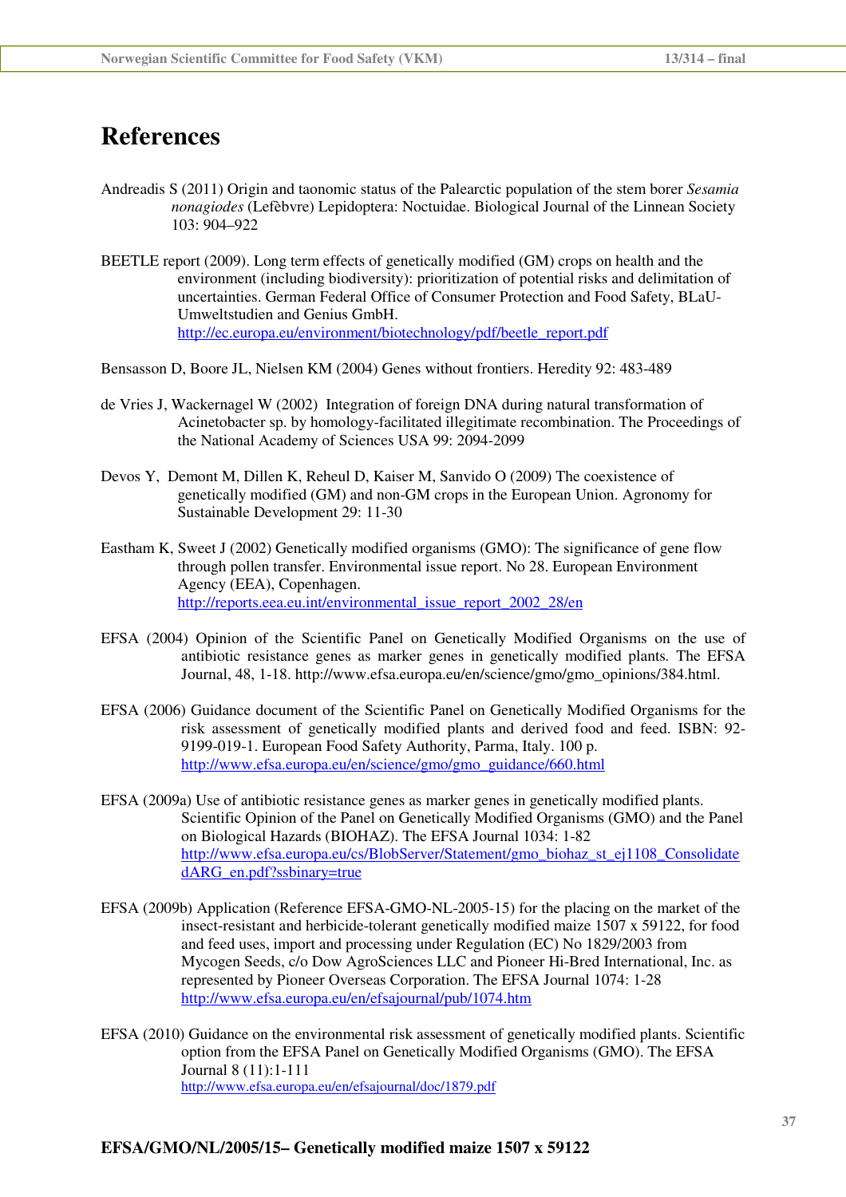# References

Andreadis S (2011) Origin and taonomic status of the Palearctic population of the stem borer *Sesamia nonagiodes* (Lefèbvre) Lepidoptera: Noctuidae. Biological Journal of the Linnean Society 103: 904–922

BEETLE report (2009). Long term effects of genetically modified (GM) crops on health and the environment (including biodiversity): prioritization of potential risks and delimitation of uncertainties. German Federal Office of Consumer Protection and Food Safety, BLaU-Umweltstudien and Genius GmbH. http://ec.europa.eu/environment/biotechnology/pdf/beetle_report.pdf

Bensasson D, Boore JL, Nielsen KM (2004) Genes without frontiers. Heredity 92: 483-489

de Vries J, Wackernagel W (2002) Integration of foreign DNA during natural transformation of Acinetobacter sp. by homology-facilitated illegitimate recombination. The Proceedings of the National Academy of Sciences USA 99: 2094-2099

Devos Y, Demont M, Dillen K, Reheul D, Kaiser M, Sanvido O (2009) The coexistence of genetically modified (GM) and non-GM crops in the European Union. Agronomy for Sustainable Development 29: 11-30

Eastham K, Sweet J (2002) Genetically modified organisms (GMO): The significance of gene flow through pollen transfer. Environmental issue report. No 28. European Environment Agency (EEA), Copenhagen. http://reports.eea.eu.int/environmental_issue_report_2002_28/en

EFSA (2004) Opinion of the Scientific Panel on Genetically Modified Organisms on the use of antibiotic resistance genes as marker genes in genetically modified plants. The EFSA Journal, 48, 1-18. http://www.efsa.europa.eu/en/science/gmo/gmo_opinions/384.html.

EFSA (2006) Guidance document of the Scientific Panel on Genetically Modified Organisms for the risk assessment of genetically modified plants and derived food and feed. ISBN: 92-9199-019-1. European Food Safety Authority, Parma, Italy. 100 p. http://www.efsa.europa.eu/en/science/gmo/gmo_guidance/660.html

EFSA (2009a) Use of antibiotic resistance genes as marker genes in genetically modified plants. Scientific Opinion of the Panel on Genetically Modified Organisms (GMO) and the Panel on Biological Hazards (BIOHAZ). The EFSA Journal 1034: 1-82 http://www.efsa.europa.eu/cs/BlobServer/Statement/gmo_biohaz_st_ej1108_ConsolidatedARG_en.pdf?ssbinary=true

EFSA (2009b) Application (Reference EFSA-GMO-NL-2005-15) for the placing on the market of the insect-resistant and herbicide-tolerant genetically modified maize 1507 x 59122, for food and feed uses, import and processing under Regulation (EC) No 1829/2003 from Mycogen Seeds, c/o Dow AgroSciences LLC and Pioneer Hi-Bred International, Inc. as represented by Pioneer Overseas Corporation. The EFSA Journal 1074: 1-28 http://www.efsa.europa.eu/en/efsajournal/pub/1074.htm

EFSA (2010) Guidance on the environmental risk assessment of genetically modified plants. Scientific option from the EFSA Panel on Genetically Modified Organisms (GMO). The EFSA Journal 8 (11):1-111 http://www.efsa.europa.eu/en/efsajournal/doc/1879.pdf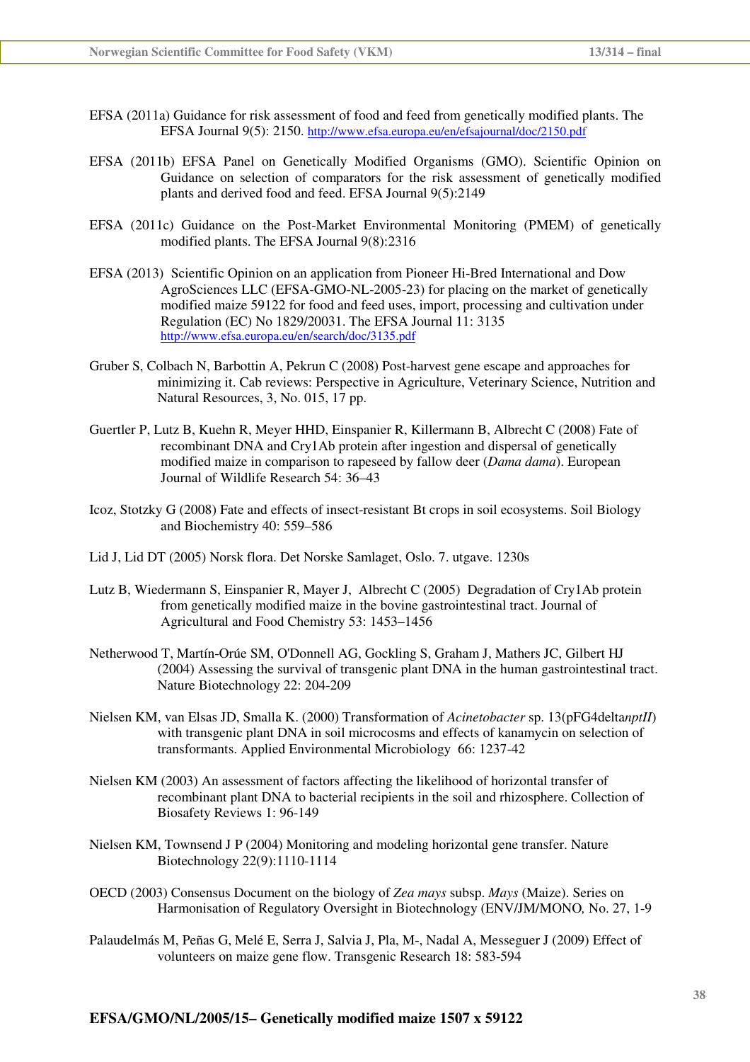EFSA (2011a) Guidance for risk assessment of food and feed from genetically modified plants. The EFSA Journal 9(5): 2150. http://www.efsa.europa.eu/en/efsajournal/doc/2150.pdf

EFSA (2011b) EFSA Panel on Genetically Modified Organisms (GMO). Scientific Opinion on Guidance on selection of comparators for the risk assessment of genetically modified plants and derived food and feed. EFSA Journal 9(5):2149

EFSA (2011c) Guidance on the Post-Market Environmental Monitoring (PMEM) of genetically modified plants. The EFSA Journal 9(8):2316

EFSA (2013) Scientific Opinion on an application from Pioneer Hi-Bred International and Dow AgroSciences LLC (EFSA-GMO-NL-2005-23) for placing on the market of genetically modified maize 59122 for food and feed uses, import, processing and cultivation under Regulation (EC) No 1829/20031. The EFSA Journal 11: 3135 http://www.efsa.europa.eu/en/search/doc/3135.pdf

Gruber S, Colbach N, Barbottin A, Pekrun C (2008) Post-harvest gene escape and approaches for minimizing it. Cab reviews: Perspective in Agriculture, Veterinary Science, Nutrition and Natural Resources, 3, No. 015, 17 pp.

Guertler P, Lutz B, Kuehn R, Meyer HHD, Einspanier R, Killermann B, Albrecht C (2008) Fate of recombinant DNA and Cry1Ab protein after ingestion and dispersal of genetically modified maize in comparison to rapeseed by fallow deer (*Dama dama*). European Journal of Wildlife Research 54: 36–43

Icoz, Stotzky G (2008) Fate and effects of insect-resistant Bt crops in soil ecosystems. Soil Biology and Biochemistry 40: 559–586

Lid J, Lid DT (2005) Norsk flora. Det Norske Samlaget, Oslo. 7. utgave. 1230s

Lutz B, Wiedermann S, Einspanier R, Mayer J, Albrecht C (2005) Degradation of Cry1Ab protein from genetically modified maize in the bovine gastrointestinal tract. Journal of Agricultural and Food Chemistry 53: 1453–1456

Netherwood T, Martín-Orúe SM, O'Donnell AG, Gockling S, Graham J, Mathers JC, Gilbert HJ (2004) Assessing the survival of transgenic plant DNA in the human gastrointestinal tract. Nature Biotechnology 22: 204-209

Nielsen KM, van Elsas JD, Smalla K. (2000) Transformation of *Acinetobacter* sp. 13(pFG4delta*nptII*) with transgenic plant DNA in soil microcosms and effects of kanamycin on selection of transformants. Applied Environmental Microbiology 66: 1237-42

Nielsen KM (2003) An assessment of factors affecting the likelihood of horizontal transfer of recombinant plant DNA to bacterial recipients in the soil and rhizosphere. Collection of Biosafety Reviews 1: 96-149

Nielsen KM, Townsend J P (2004) Monitoring and modeling horizontal gene transfer. Nature Biotechnology 22(9):1110-1114

OECD (2003) Consensus Document on the biology of *Zea mays* subsp. *Mays* (Maize). Series on Harmonisation of Regulatory Oversight in Biotechnology (ENV/JM/MONO*,* No. 27, 1-9

Palaudelmás M, Peñas G, Melé E, Serra J, Salvia J, Pla, M-, Nadal A, Messeguer J (2009) Effect of volunteers on maize gene flow. Transgenic Research 18: 583-594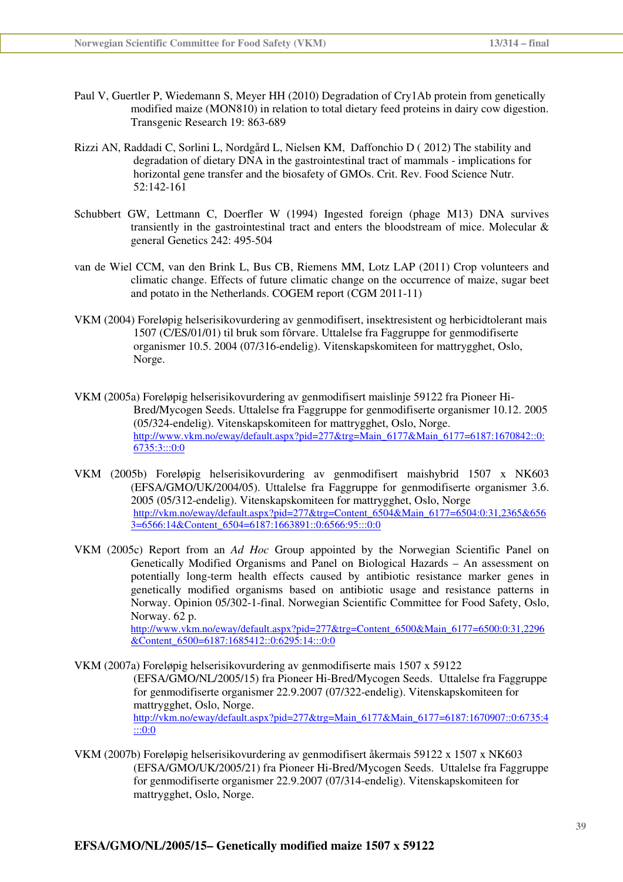Paul V, Guertler P, Wiedemann S, Meyer HH (2010) Degradation of Cry1Ab protein from genetically modified maize (MON810) in relation to total dietary feed proteins in dairy cow digestion. Transgenic Research 19: 863-689

Rizzi AN, Raddadi C, Sorlini L, Nordgård L, Nielsen KM, Daffonchio D ( 2012) The stability and degradation of dietary DNA in the gastrointestinal tract of mammals - implications for horizontal gene transfer and the biosafety of GMOs. Crit. Rev. Food Science Nutr. 52:142-161

Schubbert GW, Lettmann C, Doerfler W (1994) Ingested foreign (phage M13) DNA survives transiently in the gastrointestinal tract and enters the bloodstream of mice. Molecular & general Genetics 242: 495-504

van de Wiel CCM, van den Brink L, Bus CB, Riemens MM, Lotz LAP (2011) Crop volunteers and climatic change. Effects of future climatic change on the occurrence of maize, sugar beet and potato in the Netherlands. COGEM report (CGM 2011-11)

VKM (2004) Foreløpig helserisikovurdering av genmodifisert, insektresistent og herbicidtolerant mais 1507 (C/ES/01/01) til bruk som fôrvare. Uttalelse fra Faggruppe for genmodifiserte organismer 10.5. 2004 (07/316-endelig). Vitenskapskomiteen for mattrygghet, Oslo, Norge.

VKM (2005a) Foreløpig helserisikovurdering av genmodifisert maislinje 59122 fra Pioneer Hi-Bred/Mycogen Seeds. Uttalelse fra Faggruppe for genmodifiserte organismer 10.12. 2005 (05/324-endelig). Vitenskapskomiteen for mattrygghet, Oslo, Norge. http://www.vkm.no/eway/default.aspx?pid=277&trg=Main_6177&Main_6177=6187:1670842::0:6735:3:::0:0

VKM (2005b) Foreløpig helserisikovurdering av genmodifisert maishybrid 1507 x NK603 (EFSA/GMO/UK/2004/05). Uttalelse fra Faggruppe for genmodifiserte organismer 3.6. 2005 (05/312-endelig). Vitenskapskomiteen for mattrygghet, Oslo, Norge http://vkm.no/eway/default.aspx?pid=277&trg=Content_6504&Main_6177=6504:0:31,2365&6563=6566:14&Content_6504=6187:1663891::0:6566:95:::0:0

VKM (2005c) Report from an *Ad Hoc* Group appointed by the Norwegian Scientific Panel on Genetically Modified Organisms and Panel on Biological Hazards – An assessment on potentially long-term health effects caused by antibiotic resistance marker genes in genetically modified organisms based on antibiotic usage and resistance patterns in Norway. Opinion 05/302-1-final. Norwegian Scientific Committee for Food Safety, Oslo, Norway. 62 p. http://www.vkm.no/eway/default.aspx?pid=277&trg=Content_6500&Main_6177=6500:0:31,2296&Content_6500=6187:1685412::0:6295:14:::0:0

VKM (2007a) Foreløpig helserisikovurdering av genmodifiserte mais 1507 x 59122 (EFSA/GMO/NL/2005/15) fra Pioneer Hi-Bred/Mycogen Seeds. Uttalelse fra Faggruppe for genmodifiserte organismer 22.9.2007 (07/322-endelig). Vitenskapskomiteen for mattrygghet, Oslo, Norge. http://vkm.no/eway/default.aspx?pid=277&trg=Main_6177&Main_6177=6187:1670907::0:6735:4:::0:0

VKM (2007b) Foreløpig helserisikovurdering av genmodifisert åkermais 59122 x 1507 x NK603 (EFSA/GMO/UK/2005/21) fra Pioneer Hi-Bred/Mycogen Seeds. Uttalelse fra Faggruppe for genmodifiserte organismer 22.9.2007 (07/314-endelig). Vitenskapskomiteen for mattrygghet, Oslo, Norge.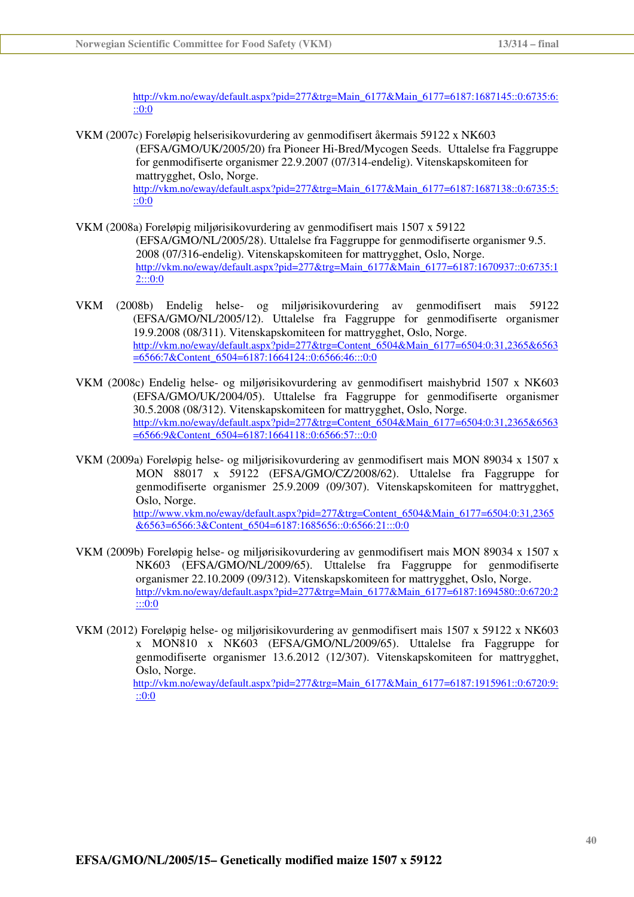http://vkm.no/eway/default.aspx?pid=277&trg=Main_6177&Main_6177=6187:1687145::0:6735:6:::0:0

VKM (2007c) Foreløpig helserisikovurdering av genmodifisert åkermais 59122 x NK603 (EFSA/GMO/UK/2005/20) fra Pioneer Hi-Bred/Mycogen Seeds. Uttalelse fra Faggruppe for genmodifiserte organismer 22.9.2007 (07/314-endelig). Vitenskapskomiteen for mattrygghet, Oslo, Norge.
http://vkm.no/eway/default.aspx?pid=277&trg=Main_6177&Main_6177=6187:1687138::0:6735:5:::0:0

VKM (2008a) Foreløpig miljørisikovurdering av genmodifisert mais 1507 x 59122 (EFSA/GMO/NL/2005/28). Uttalelse fra Faggruppe for genmodifiserte organismer 9.5. 2008 (07/316-endelig). Vitenskapskomiteen for mattrygghet, Oslo, Norge.
http://vkm.no/eway/default.aspx?pid=277&trg=Main_6177&Main_6177=6187:1670937::0:6735:12:::0:0

VKM (2008b) Endelig helse- og miljørisikovurdering av genmodifisert mais 59122 (EFSA/GMO/NL/2005/12). Uttalelse fra Faggruppe for genmodifiserte organismer 19.9.2008 (08/311). Vitenskapskomiteen for mattrygghet, Oslo, Norge.
http://vkm.no/eway/default.aspx?pid=277&trg=Content_6504&Main_6177=6504:0:31,2365&6563=6566:7&Content_6504=6187:1664124::0:6566:46:::0:0

VKM (2008c) Endelig helse- og miljørisikovurdering av genmodifisert maishybrid 1507 x NK603 (EFSA/GMO/UK/2004/05). Uttalelse fra Faggruppe for genmodifiserte organismer 30.5.2008 (08/312). Vitenskapskomiteen for mattrygghet, Oslo, Norge.
http://vkm.no/eway/default.aspx?pid=277&trg=Content_6504&Main_6177=6504:0:31,2365&6563=6566:9&Content_6504=6187:1664118::0:6566:57:::0:0

VKM (2009a) Foreløpig helse- og miljørisikovurdering av genmodifisert mais MON 89034 x 1507 x MON 88017 x 59122 (EFSA/GMO/CZ/2008/62). Uttalelse fra Faggruppe for genmodifiserte organismer 25.9.2009 (09/307). Vitenskapskomiteen for mattrygghet, Oslo, Norge.
http://www.vkm.no/eway/default.aspx?pid=277&trg=Content_6504&Main_6177=6504:0:31,2365&6563=6566:3&Content_6504=6187:1685656::0:6566:21:::0:0

VKM (2009b) Foreløpig helse- og miljørisikovurdering av genmodifisert mais MON 89034 x 1507 x NK603 (EFSA/GMO/NL/2009/65). Uttalelse fra Faggruppe for genmodifiserte organismer 22.10.2009 (09/312). Vitenskapskomiteen for mattrygghet, Oslo, Norge.
http://vkm.no/eway/default.aspx?pid=277&trg=Main_6177&Main_6177=6187:1694580::0:6720:2:::0:0

VKM (2012) Foreløpig helse- og miljørisikovurdering av genmodifisert mais 1507 x 59122 x NK603 x MON810 x NK603 (EFSA/GMO/NL/2009/65). Uttalelse fra Faggruppe for genmodifiserte organismer 13.6.2012 (12/307). Vitenskapskomiteen for mattrygghet, Oslo, Norge.
http://vkm.no/eway/default.aspx?pid=277&trg=Main_6177&Main_6177=6187:1915961::0:6720:9:::0:0